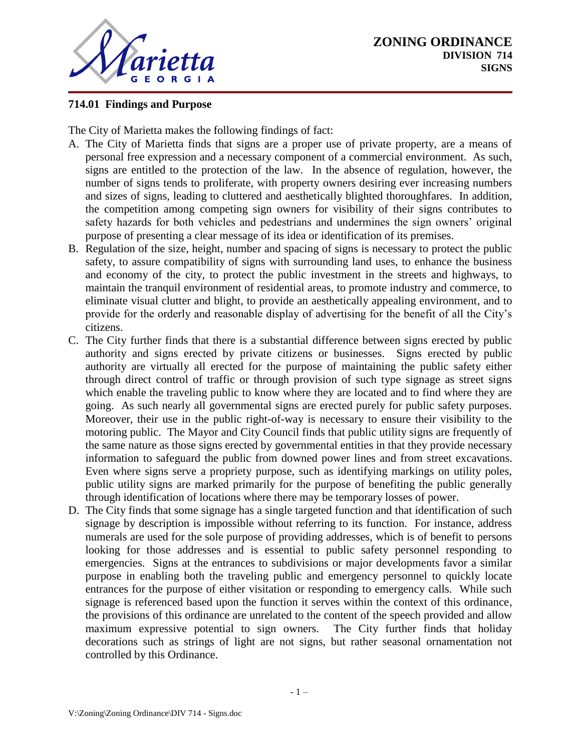# ZONING ORDINANCE
## DIVISION 714
## SIGNS

### 714.01 Findings and Purpose

The City of Marietta makes the following findings of fact:

A. The City of Marietta finds that signs are a proper use of private property, are a means of personal free expression and a necessary component of a commercial environment. As such, signs are entitled to the protection of the law. In the absence of regulation, however, the number of signs tends to proliferate, with property owners desiring ever increasing numbers and sizes of signs, leading to cluttered and aesthetically blighted thoroughfares. In addition, the competition among competing sign owners for visibility of their signs contributes to safety hazards for both vehicles and pedestrians and undermines the sign owners' original purpose of presenting a clear message of its idea or identification of its premises.

B. Regulation of the size, height, number and spacing of signs is necessary to protect the public safety, to assure compatibility of signs with surrounding land uses, to enhance the business and economy of the city, to protect the public investment in the streets and highways, to maintain the tranquil environment of residential areas, to promote industry and commerce, to eliminate visual clutter and blight, to provide an aesthetically appealing environment, and to provide for the orderly and reasonable display of advertising for the benefit of all the City's citizens.

C. The City further finds that there is a substantial difference between signs erected by public authority and signs erected by private citizens or businesses. Signs erected by public authority are virtually all erected for the purpose of maintaining the public safety either through direct control of traffic or through provision of such type signage as street signs which enable the traveling public to know where they are located and to find where they are going. As such nearly all governmental signs are erected purely for public safety purposes. Moreover, their use in the public right-of-way is necessary to ensure their visibility to the motoring public. The Mayor and City Council finds that public utility signs are frequently of the same nature as those signs erected by governmental entities in that they provide necessary information to safeguard the public from downed power lines and from street excavations. Even where signs serve a propriety purpose, such as identifying markings on utility poles, public utility signs are marked primarily for the purpose of benefiting the public generally through identification of locations where there may be temporary losses of power.

D. The City finds that some signage has a single targeted function and that identification of such signage by description is impossible without referring to its function. For instance, address numerals are used for the sole purpose of providing addresses, which is of benefit to persons looking for those addresses and is essential to public safety personnel responding to emergencies. Signs at the entrances to subdivisions or major developments favor a similar purpose in enabling both the traveling public and emergency personnel to quickly locate entrances for the purpose of either visitation or responding to emergency calls. While such signage is referenced based upon the function it serves within the context of this ordinance, the provisions of this ordinance are unrelated to the content of the speech provided and allow maximum expressive potential to sign owners. The City further finds that holiday decorations such as strings of light are not signs, but rather seasonal ornamentation not controlled by this Ordinance.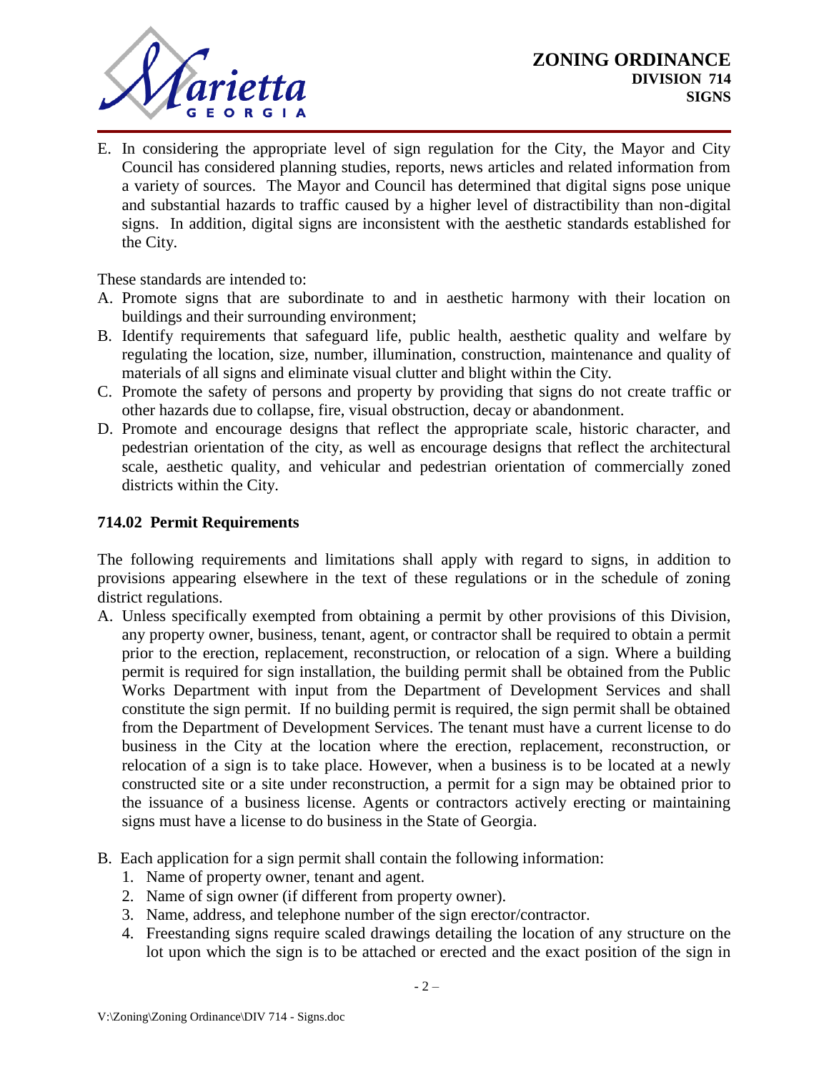E. In considering the appropriate level of sign regulation for the City, the Mayor and City Council has considered planning studies, reports, news articles and related information from a variety of sources. The Mayor and Council has determined that digital signs pose unique and substantial hazards to traffic caused by a higher level of distractibility than non-digital signs. In addition, digital signs are inconsistent with the aesthetic standards established for the City.

These standards are intended to:

A. Promote signs that are subordinate to and in aesthetic harmony with their location on buildings and their surrounding environment;
B. Identify requirements that safeguard life, public health, aesthetic quality and welfare by regulating the location, size, number, illumination, construction, maintenance and quality of materials of all signs and eliminate visual clutter and blight within the City.
C. Promote the safety of persons and property by providing that signs do not create traffic or other hazards due to collapse, fire, visual obstruction, decay or abandonment.
D. Promote and encourage designs that reflect the appropriate scale, historic character, and pedestrian orientation of the city, as well as encourage designs that reflect the architectural scale, aesthetic quality, and vehicular and pedestrian orientation of commercially zoned districts within the City.

### 714.02 Permit Requirements

The following requirements and limitations shall apply with regard to signs, in addition to provisions appearing elsewhere in the text of these regulations or in the schedule of zoning district regulations.

A. Unless specifically exempted from obtaining a permit by other provisions of this Division, any property owner, business, tenant, agent, or contractor shall be required to obtain a permit prior to the erection, replacement, reconstruction, or relocation of a sign. Where a building permit is required for sign installation, the building permit shall be obtained from the Public Works Department with input from the Department of Development Services and shall constitute the sign permit. If no building permit is required, the sign permit shall be obtained from the Department of Development Services. The tenant must have a current license to do business in the City at the location where the erection, replacement, reconstruction, or relocation of a sign is to take place. However, when a business is to be located at a newly constructed site or a site under reconstruction, a permit for a sign may be obtained prior to the issuance of a business license. Agents or contractors actively erecting or maintaining signs must have a license to do business in the State of Georgia.

B. Each application for a sign permit shall contain the following information:
   1. Name of property owner, tenant and agent.
   2. Name of sign owner (if different from property owner).
   3. Name, address, and telephone number of the sign erector/contractor.
   4. Freestanding signs require scaled drawings detailing the location of any structure on the lot upon which the sign is to be attached or erected and the exact position of the sign in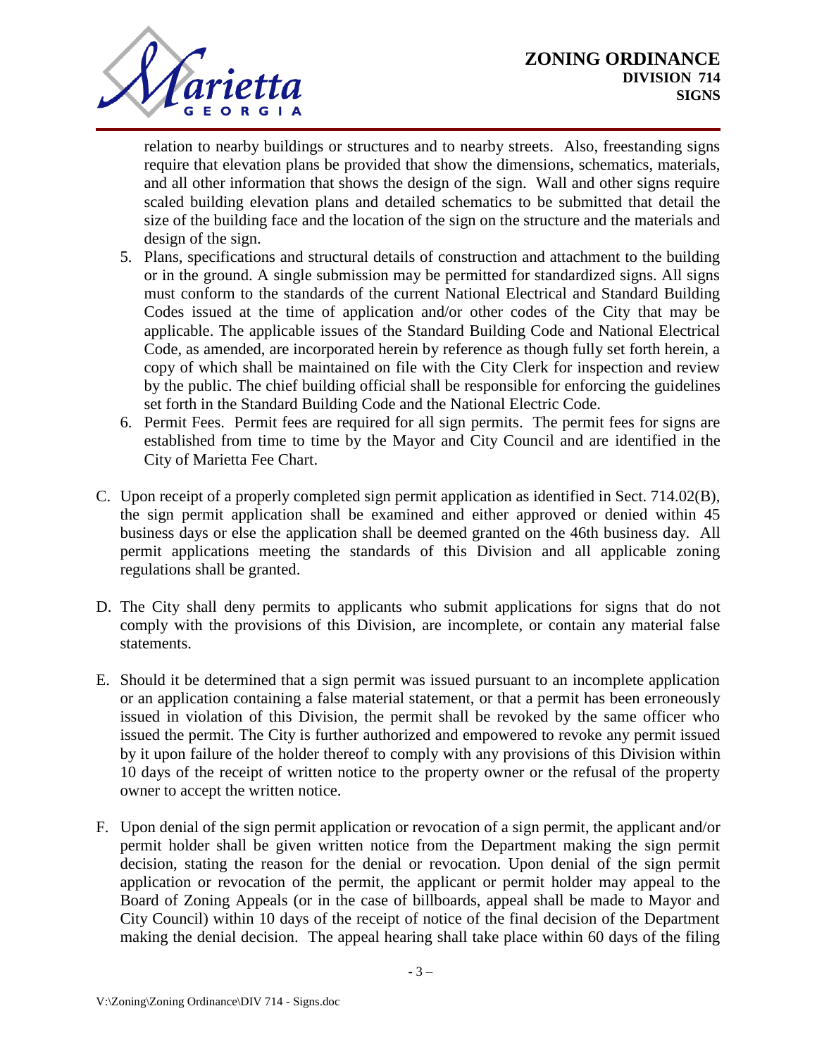relation to nearby buildings or structures and to nearby streets. Also, freestanding signs require that elevation plans be provided that show the dimensions, schematics, materials, and all other information that shows the design of the sign. Wall and other signs require scaled building elevation plans and detailed schematics to be submitted that detail the size of the building face and the location of the sign on the structure and the materials and design of the sign.

5. Plans, specifications and structural details of construction and attachment to the building or in the ground. A single submission may be permitted for standardized signs. All signs must conform to the standards of the current National Electrical and Standard Building Codes issued at the time of application and/or other codes of the City that may be applicable. The applicable issues of the Standard Building Code and National Electrical Code, as amended, are incorporated herein by reference as though fully set forth herein, a copy of which shall be maintained on file with the City Clerk for inspection and review by the public. The chief building official shall be responsible for enforcing the guidelines set forth in the Standard Building Code and the National Electric Code.
6. Permit Fees. Permit fees are required for all sign permits. The permit fees for signs are established from time to time by the Mayor and City Council and are identified in the City of Marietta Fee Chart.

C. Upon receipt of a properly completed sign permit application as identified in Sect. 714.02(B), the sign permit application shall be examined and either approved or denied within 45 business days or else the application shall be deemed granted on the 46th business day. All permit applications meeting the standards of this Division and all applicable zoning regulations shall be granted.

D. The City shall deny permits to applicants who submit applications for signs that do not comply with the provisions of this Division, are incomplete, or contain any material false statements.

E. Should it be determined that a sign permit was issued pursuant to an incomplete application or an application containing a false material statement, or that a permit has been erroneously issued in violation of this Division, the permit shall be revoked by the same officer who issued the permit. The City is further authorized and empowered to revoke any permit issued by it upon failure of the holder thereof to comply with any provisions of this Division within 10 days of the receipt of written notice to the property owner or the refusal of the property owner to accept the written notice.

F. Upon denial of the sign permit application or revocation of a sign permit, the applicant and/or permit holder shall be given written notice from the Department making the sign permit decision, stating the reason for the denial or revocation. Upon denial of the sign permit application or revocation of the permit, the applicant or permit holder may appeal to the Board of Zoning Appeals (or in the case of billboards, appeal shall be made to Mayor and City Council) within 10 days of the receipt of notice of the final decision of the Department making the denial decision. The appeal hearing shall take place within 60 days of the filing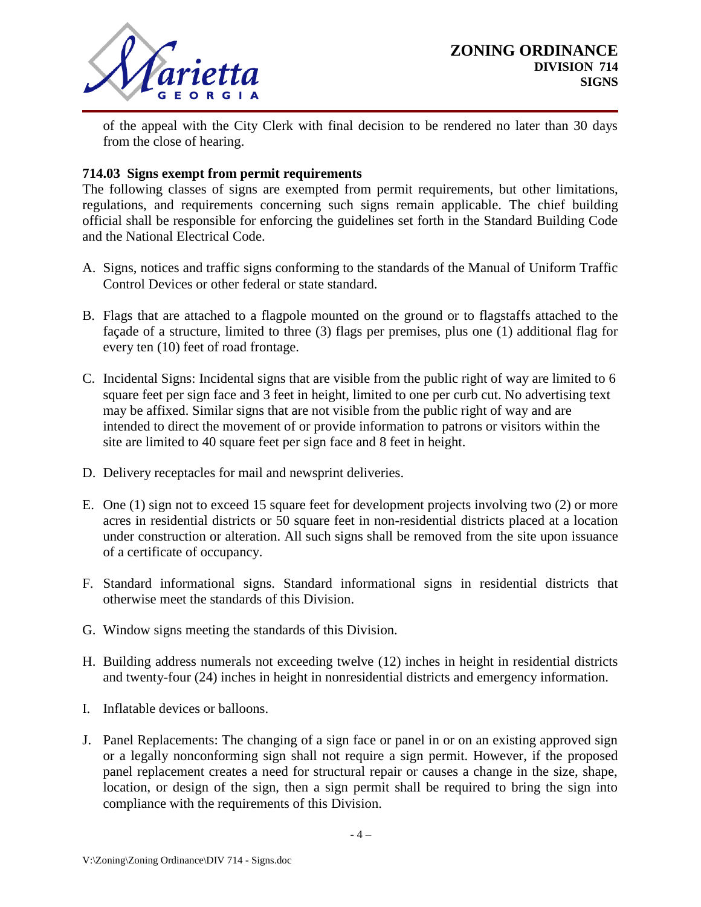of the appeal with the City Clerk with final decision to be rendered no later than 30 days from the close of hearing.

### 714.03 Signs exempt from permit requirements

The following classes of signs are exempted from permit requirements, but other limitations, regulations, and requirements concerning such signs remain applicable. The chief building official shall be responsible for enforcing the guidelines set forth in the Standard Building Code and the National Electrical Code.

A. Signs, notices and traffic signs conforming to the standards of the Manual of Uniform Traffic Control Devices or other federal or state standard.

B. Flags that are attached to a flagpole mounted on the ground or to flagstaffs attached to the façade of a structure, limited to three (3) flags per premises, plus one (1) additional flag for every ten (10) feet of road frontage.

C. Incidental Signs: Incidental signs that are visible from the public right of way are limited to 6 square feet per sign face and 3 feet in height, limited to one per curb cut. No advertising text may be affixed. Similar signs that are not visible from the public right of way and are intended to direct the movement of or provide information to patrons or visitors within the site are limited to 40 square feet per sign face and 8 feet in height.

D. Delivery receptacles for mail and newsprint deliveries.

E. One (1) sign not to exceed 15 square feet for development projects involving two (2) or more acres in residential districts or 50 square feet in non-residential districts placed at a location under construction or alteration. All such signs shall be removed from the site upon issuance of a certificate of occupancy.

F. Standard informational signs. Standard informational signs in residential districts that otherwise meet the standards of this Division.

G. Window signs meeting the standards of this Division.

H. Building address numerals not exceeding twelve (12) inches in height in residential districts and twenty-four (24) inches in height in nonresidential districts and emergency information.

I. Inflatable devices or balloons.

J. Panel Replacements: The changing of a sign face or panel in or on an existing approved sign or a legally nonconforming sign shall not require a sign permit. However, if the proposed panel replacement creates a need for structural repair or causes a change in the size, shape, location, or design of the sign, then a sign permit shall be required to bring the sign into compliance with the requirements of this Division.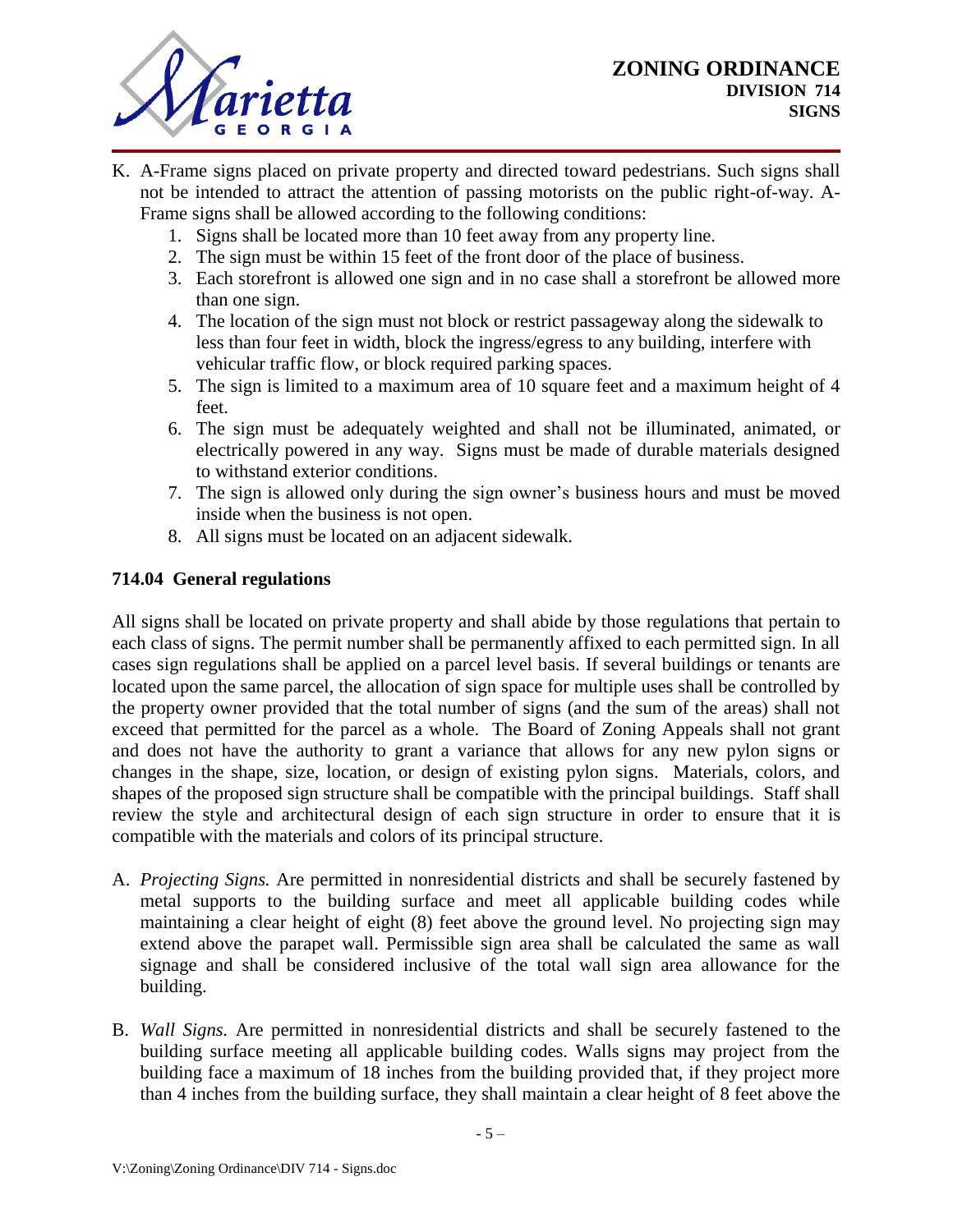K. A-Frame signs placed on private property and directed toward pedestrians. Such signs shall not be intended to attract the attention of passing motorists on the public right-of-way. A-Frame signs shall be allowed according to the following conditions:
   1. Signs shall be located more than 10 feet away from any property line.
   2. The sign must be within 15 feet of the front door of the place of business.
   3. Each storefront is allowed one sign and in no case shall a storefront be allowed more than one sign.
   4. The location of the sign must not block or restrict passageway along the sidewalk to less than four feet in width, block the ingress/egress to any building, interfere with vehicular traffic flow, or block required parking spaces.
   5. The sign is limited to a maximum area of 10 square feet and a maximum height of 4 feet.
   6. The sign must be adequately weighted and shall not be illuminated, animated, or electrically powered in any way. Signs must be made of durable materials designed to withstand exterior conditions.
   7. The sign is allowed only during the sign owner's business hours and must be moved inside when the business is not open.
   8. All signs must be located on an adjacent sidewalk.

### 714.04 General regulations

All signs shall be located on private property and shall abide by those regulations that pertain to each class of signs. The permit number shall be permanently affixed to each permitted sign. In all cases sign regulations shall be applied on a parcel level basis. If several buildings or tenants are located upon the same parcel, the allocation of sign space for multiple uses shall be controlled by the property owner provided that the total number of signs (and the sum of the areas) shall not exceed that permitted for the parcel as a whole. The Board of Zoning Appeals shall not grant and does not have the authority to grant a variance that allows for any new pylon signs or changes in the shape, size, location, or design of existing pylon signs. Materials, colors, and shapes of the proposed sign structure shall be compatible with the principal buildings. Staff shall review the style and architectural design of each sign structure in order to ensure that it is compatible with the materials and colors of its principal structure.

A. *Projecting Signs.* Are permitted in nonresidential districts and shall be securely fastened by metal supports to the building surface and meet all applicable building codes while maintaining a clear height of eight (8) feet above the ground level. No projecting sign may extend above the parapet wall. Permissible sign area shall be calculated the same as wall signage and shall be considered inclusive of the total wall sign area allowance for the building.

B. *Wall Signs.* Are permitted in nonresidential districts and shall be securely fastened to the building surface meeting all applicable building codes. Walls signs may project from the building face a maximum of 18 inches from the building provided that, if they project more than 4 inches from the building surface, they shall maintain a clear height of 8 feet above the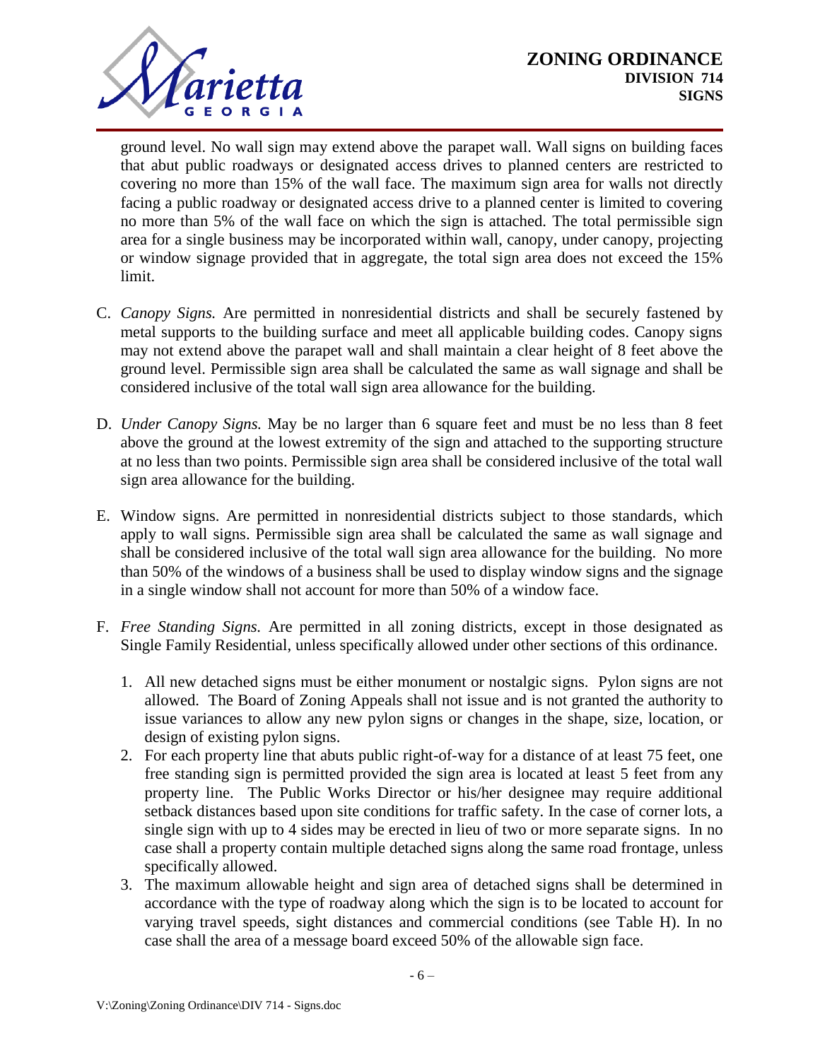ground level. No wall sign may extend above the parapet wall. Wall signs on building faces that abut public roadways or designated access drives to planned centers are restricted to covering no more than 15% of the wall face. The maximum sign area for walls not directly facing a public roadway or designated access drive to a planned center is limited to covering no more than 5% of the wall face on which the sign is attached. The total permissible sign area for a single business may be incorporated within wall, canopy, under canopy, projecting or window signage provided that in aggregate, the total sign area does not exceed the 15% limit.

C. *Canopy Signs.* Are permitted in nonresidential districts and shall be securely fastened by metal supports to the building surface and meet all applicable building codes. Canopy signs may not extend above the parapet wall and shall maintain a clear height of 8 feet above the ground level. Permissible sign area shall be calculated the same as wall signage and shall be considered inclusive of the total wall sign area allowance for the building.

D. *Under Canopy Signs.* May be no larger than 6 square feet and must be no less than 8 feet above the ground at the lowest extremity of the sign and attached to the supporting structure at no less than two points. Permissible sign area shall be considered inclusive of the total wall sign area allowance for the building.

E. Window signs. Are permitted in nonresidential districts subject to those standards, which apply to wall signs. Permissible sign area shall be calculated the same as wall signage and shall be considered inclusive of the total wall sign area allowance for the building. No more than 50% of the windows of a business shall be used to display window signs and the signage in a single window shall not account for more than 50% of a window face.

F. *Free Standing Signs.* Are permitted in all zoning districts, except in those designated as Single Family Residential, unless specifically allowed under other sections of this ordinance.

1. All new detached signs must be either monument or nostalgic signs. Pylon signs are not allowed. The Board of Zoning Appeals shall not issue and is not granted the authority to issue variances to allow any new pylon signs or changes in the shape, size, location, or design of existing pylon signs.
2. For each property line that abuts public right-of-way for a distance of at least 75 feet, one free standing sign is permitted provided the sign area is located at least 5 feet from any property line. The Public Works Director or his/her designee may require additional setback distances based upon site conditions for traffic safety. In the case of corner lots, a single sign with up to 4 sides may be erected in lieu of two or more separate signs. In no case shall a property contain multiple detached signs along the same road frontage, unless specifically allowed.
3. The maximum allowable height and sign area of detached signs shall be determined in accordance with the type of roadway along which the sign is to be located to account for varying travel speeds, sight distances and commercial conditions (see Table H). In no case shall the area of a message board exceed 50% of the allowable sign face.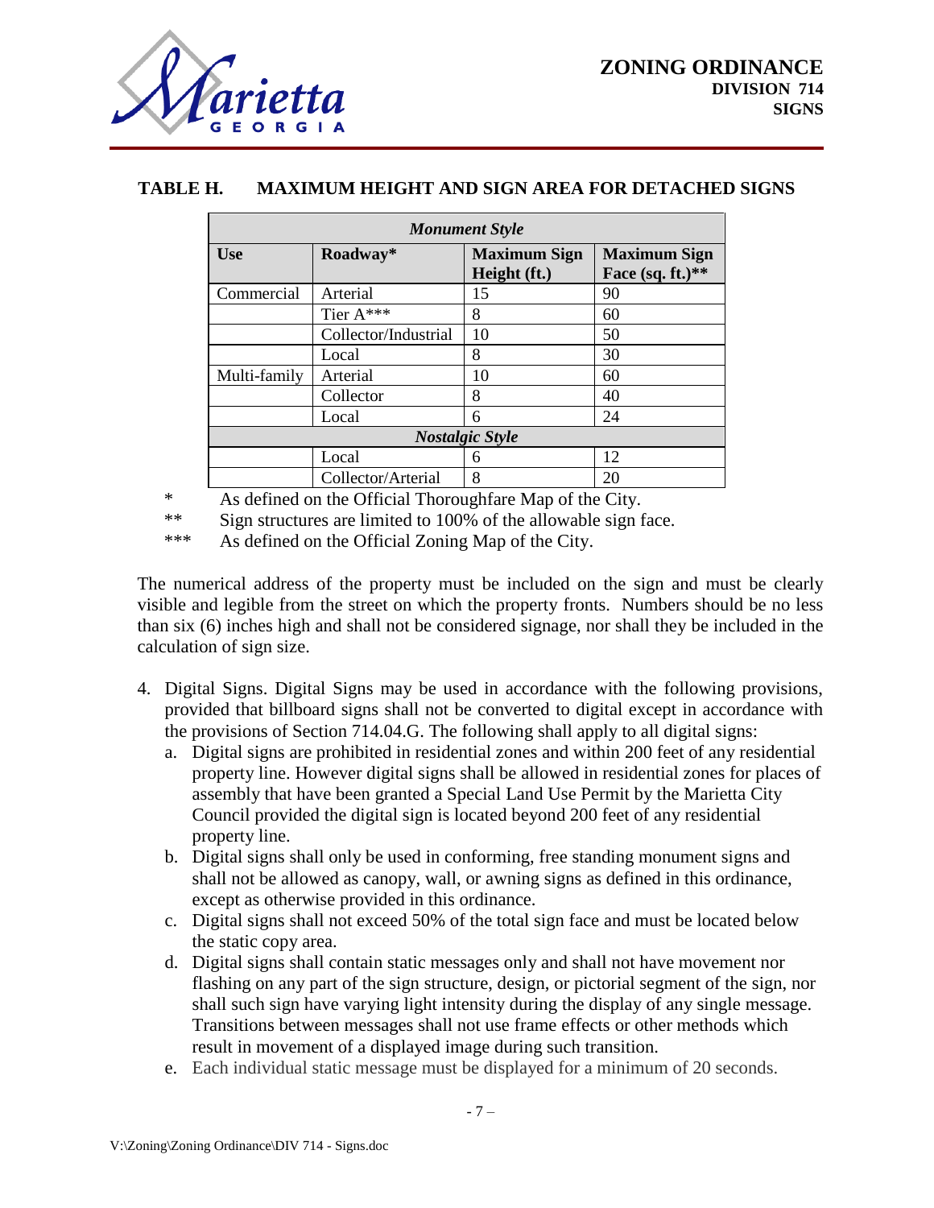**TABLE H. MAXIMUM HEIGHT AND SIGN AREA FOR DETACHED SIGNS**

| *Monument Style* | | | |
|---|---|---|---|
| **Use** | **Roadway*** | **Maximum Sign Height (ft.)** | **Maximum Sign Face (sq. ft.)**** |
| Commercial | Arterial | 15 | 90 |
| | Tier A*** | 8 | 60 |
| | Collector/Industrial | 10 | 50 |
| | Local | 8 | 30 |
| Multi-family | Arterial | 10 | 60 |
| | Collector | 8 | 40 |
| | Local | 6 | 24 |
| *Nostalgic Style* | | | |
| | Local | 6 | 12 |
| | Collector/Arterial | 8 | 20 |

\* As defined on the Official Thoroughfare Map of the City.

** Sign structures are limited to 100% of the allowable sign face.

*** As defined on the Official Zoning Map of the City.

The numerical address of the property must be included on the sign and must be clearly visible and legible from the street on which the property fronts. Numbers should be no less than six (6) inches high and shall not be considered signage, nor shall they be included in the calculation of sign size.

4. Digital Signs. Digital Signs may be used in accordance with the following provisions, provided that billboard signs shall not be converted to digital except in accordance with the provisions of Section 714.04.G. The following shall apply to all digital signs:
   a. Digital signs are prohibited in residential zones and within 200 feet of any residential property line. However digital signs shall be allowed in residential zones for places of assembly that have been granted a Special Land Use Permit by the Marietta City Council provided the digital sign is located beyond 200 feet of any residential property line.
   b. Digital signs shall only be used in conforming, free standing monument signs and shall not be allowed as canopy, wall, or awning signs as defined in this ordinance, except as otherwise provided in this ordinance.
   c. Digital signs shall not exceed 50% of the total sign face and must be located below the static copy area.
   d. Digital signs shall contain static messages only and shall not have movement nor flashing on any part of the sign structure, design, or pictorial segment of the sign, nor shall such sign have varying light intensity during the display of any single message. Transitions between messages shall not use frame effects or other methods which result in movement of a displayed image during such transition.
   e. Each individual static message must be displayed for a minimum of 20 seconds.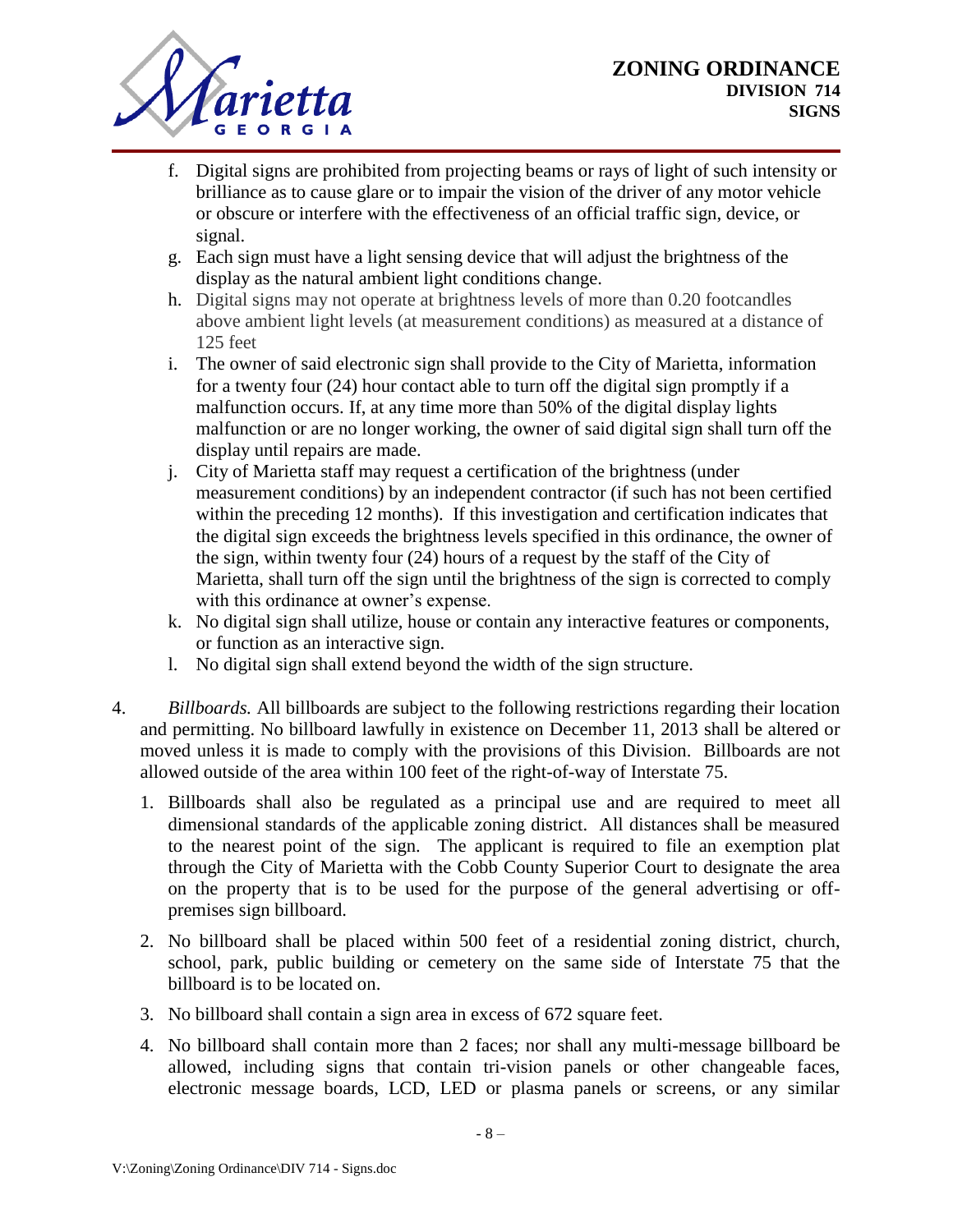f. Digital signs are prohibited from projecting beams or rays of light of such intensity or brilliance as to cause glare or to impair the vision of the driver of any motor vehicle or obscure or interfere with the effectiveness of an official traffic sign, device, or signal.
g. Each sign must have a light sensing device that will adjust the brightness of the display as the natural ambient light conditions change.
h. Digital signs may not operate at brightness levels of more than 0.20 footcandles above ambient light levels (at measurement conditions) as measured at a distance of 125 feet
i. The owner of said electronic sign shall provide to the City of Marietta, information for a twenty four (24) hour contact able to turn off the digital sign promptly if a malfunction occurs. If, at any time more than 50% of the digital display lights malfunction or are no longer working, the owner of said digital sign shall turn off the display until repairs are made.
j. City of Marietta staff may request a certification of the brightness (under measurement conditions) by an independent contractor (if such has not been certified within the preceding 12 months). If this investigation and certification indicates that the digital sign exceeds the brightness levels specified in this ordinance, the owner of the sign, within twenty four (24) hours of a request by the staff of the City of Marietta, shall turn off the sign until the brightness of the sign is corrected to comply with this ordinance at owner's expense.
k. No digital sign shall utilize, house or contain any interactive features or components, or function as an interactive sign.
l. No digital sign shall extend beyond the width of the sign structure.

4. *Billboards.* All billboards are subject to the following restrictions regarding their location and permitting. No billboard lawfully in existence on December 11, 2013 shall be altered or moved unless it is made to comply with the provisions of this Division. Billboards are not allowed outside of the area within 100 feet of the right-of-way of Interstate 75.

   1. Billboards shall also be regulated as a principal use and are required to meet all dimensional standards of the applicable zoning district. All distances shall be measured to the nearest point of the sign. The applicant is required to file an exemption plat through the City of Marietta with the Cobb County Superior Court to designate the area on the property that is to be used for the purpose of the general advertising or off-premises sign billboard.
   2. No billboard shall be placed within 500 feet of a residential zoning district, church, school, park, public building or cemetery on the same side of Interstate 75 that the billboard is to be located on.
   3. No billboard shall contain a sign area in excess of 672 square feet.
   4. No billboard shall contain more than 2 faces; nor shall any multi-message billboard be allowed, including signs that contain tri-vision panels or other changeable faces, electronic message boards, LCD, LED or plasma panels or screens, or any similar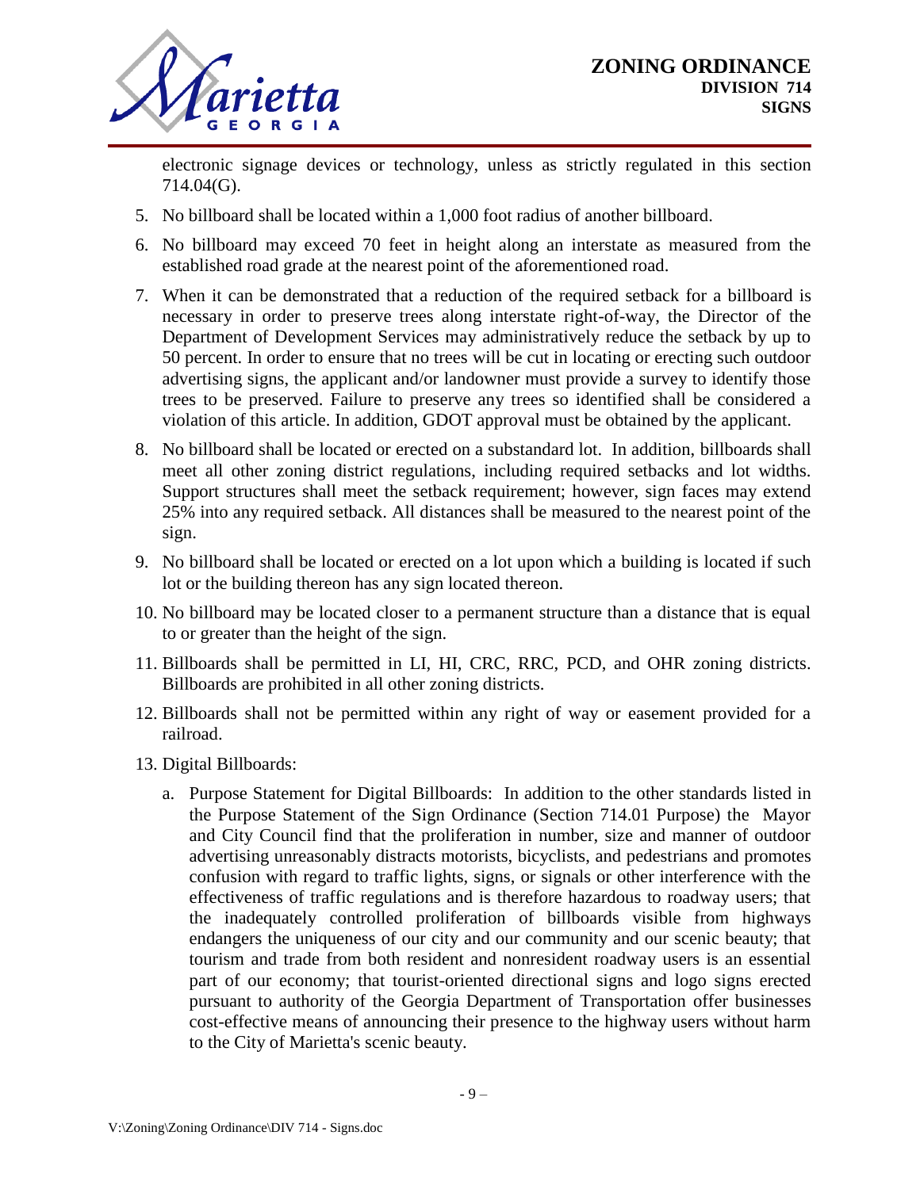electronic signage devices or technology, unless as strictly regulated in this section 714.04(G).

5. No billboard shall be located within a 1,000 foot radius of another billboard.

6. No billboard may exceed 70 feet in height along an interstate as measured from the established road grade at the nearest point of the aforementioned road.

7. When it can be demonstrated that a reduction of the required setback for a billboard is necessary in order to preserve trees along interstate right-of-way, the Director of the Department of Development Services may administratively reduce the setback by up to 50 percent. In order to ensure that no trees will be cut in locating or erecting such outdoor advertising signs, the applicant and/or landowner must provide a survey to identify those trees to be preserved. Failure to preserve any trees so identified shall be considered a violation of this article. In addition, GDOT approval must be obtained by the applicant.

8. No billboard shall be located or erected on a substandard lot. In addition, billboards shall meet all other zoning district regulations, including required setbacks and lot widths. Support structures shall meet the setback requirement; however, sign faces may extend 25% into any required setback. All distances shall be measured to the nearest point of the sign.

9. No billboard shall be located or erected on a lot upon which a building is located if such lot or the building thereon has any sign located thereon.

10. No billboard may be located closer to a permanent structure than a distance that is equal to or greater than the height of the sign.

11. Billboards shall be permitted in LI, HI, CRC, RRC, PCD, and OHR zoning districts. Billboards are prohibited in all other zoning districts.

12. Billboards shall not be permitted within any right of way or easement provided for a railroad.

13. Digital Billboards:

    a. Purpose Statement for Digital Billboards: In addition to the other standards listed in the Purpose Statement of the Sign Ordinance (Section 714.01 Purpose) the Mayor and City Council find that the proliferation in number, size and manner of outdoor advertising unreasonably distracts motorists, bicyclists, and pedestrians and promotes confusion with regard to traffic lights, signs, or signals or other interference with the effectiveness of traffic regulations and is therefore hazardous to roadway users; that the inadequately controlled proliferation of billboards visible from highways endangers the uniqueness of our city and our community and our scenic beauty; that tourism and trade from both resident and nonresident roadway users is an essential part of our economy; that tourist-oriented directional signs and logo signs erected pursuant to authority of the Georgia Department of Transportation offer businesses cost-effective means of announcing their presence to the highway users without harm to the City of Marietta's scenic beauty.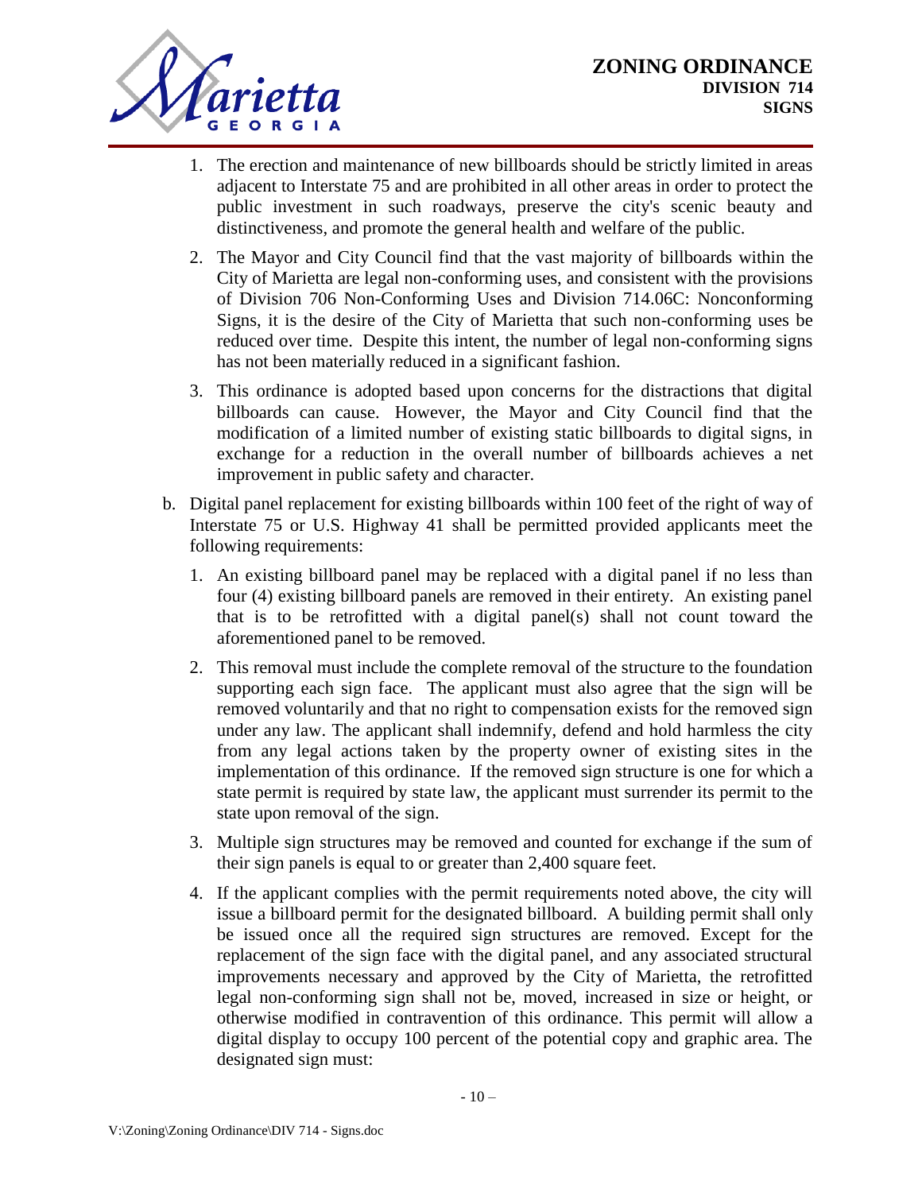1. The erection and maintenance of new billboards should be strictly limited in areas adjacent to Interstate 75 and are prohibited in all other areas in order to protect the public investment in such roadways, preserve the city's scenic beauty and distinctiveness, and promote the general health and welfare of the public.

2. The Mayor and City Council find that the vast majority of billboards within the City of Marietta are legal non-conforming uses, and consistent with the provisions of Division 706 Non-Conforming Uses and Division 714.06C: Nonconforming Signs, it is the desire of the City of Marietta that such non-conforming uses be reduced over time. Despite this intent, the number of legal non-conforming signs has not been materially reduced in a significant fashion.

3. This ordinance is adopted based upon concerns for the distractions that digital billboards can cause. However, the Mayor and City Council find that the modification of a limited number of existing static billboards to digital signs, in exchange for a reduction in the overall number of billboards achieves a net improvement in public safety and character.

b. Digital panel replacement for existing billboards within 100 feet of the right of way of Interstate 75 or U.S. Highway 41 shall be permitted provided applicants meet the following requirements:

1. An existing billboard panel may be replaced with a digital panel if no less than four (4) existing billboard panels are removed in their entirety. An existing panel that is to be retrofitted with a digital panel(s) shall not count toward the aforementioned panel to be removed.

2. This removal must include the complete removal of the structure to the foundation supporting each sign face. The applicant must also agree that the sign will be removed voluntarily and that no right to compensation exists for the removed sign under any law. The applicant shall indemnify, defend and hold harmless the city from any legal actions taken by the property owner of existing sites in the implementation of this ordinance. If the removed sign structure is one for which a state permit is required by state law, the applicant must surrender its permit to the state upon removal of the sign.

3. Multiple sign structures may be removed and counted for exchange if the sum of their sign panels is equal to or greater than 2,400 square feet.

4. If the applicant complies with the permit requirements noted above, the city will issue a billboard permit for the designated billboard. A building permit shall only be issued once all the required sign structures are removed. Except for the replacement of the sign face with the digital panel, and any associated structural improvements necessary and approved by the City of Marietta, the retrofitted legal non-conforming sign shall not be, moved, increased in size or height, or otherwise modified in contravention of this ordinance. This permit will allow a digital display to occupy 100 percent of the potential copy and graphic area. The designated sign must: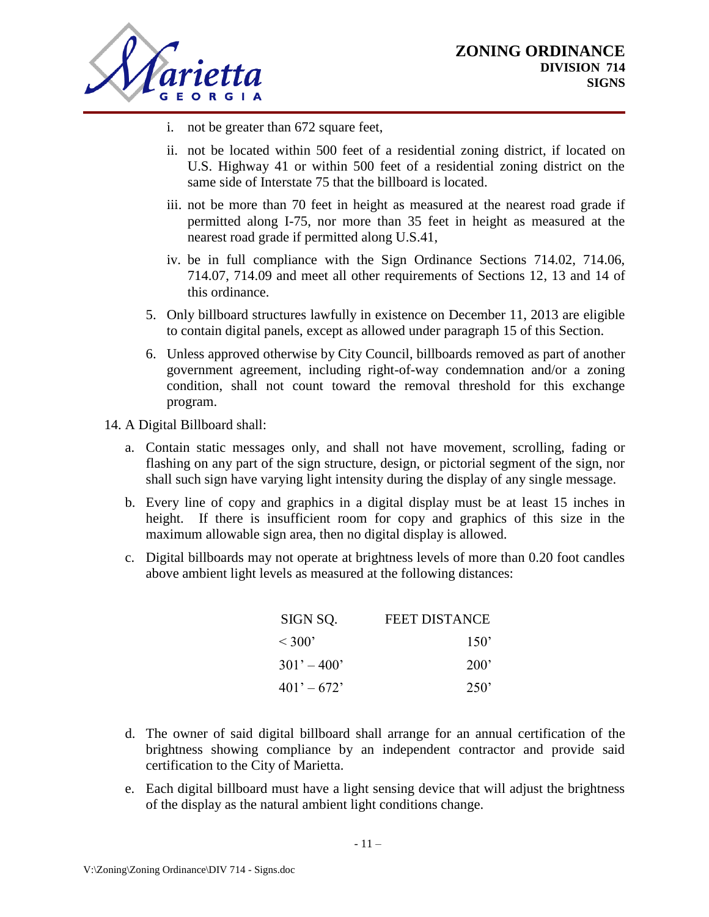i. not be greater than 672 square feet,

   ii. not be located within 500 feet of a residential zoning district, if located on U.S. Highway 41 or within 500 feet of a residential zoning district on the same side of Interstate 75 that the billboard is located.

   iii. not be more than 70 feet in height as measured at the nearest road grade if permitted along I-75, nor more than 35 feet in height as measured at the nearest road grade if permitted along U.S.41,

   iv. be in full compliance with the Sign Ordinance Sections 714.02, 714.06, 714.07, 714.09 and meet all other requirements of Sections 12, 13 and 14 of this ordinance.

5. Only billboard structures lawfully in existence on December 11, 2013 are eligible to contain digital panels, except as allowed under paragraph 15 of this Section.

6. Unless approved otherwise by City Council, billboards removed as part of another government agreement, including right-of-way condemnation and/or a zoning condition, shall not count toward the removal threshold for this exchange program.

14. A Digital Billboard shall:

   a. Contain static messages only, and shall not have movement, scrolling, fading or flashing on any part of the sign structure, design, or pictorial segment of the sign, nor shall such sign have varying light intensity during the display of any single message.

   b. Every line of copy and graphics in a digital display must be at least 15 inches in height. If there is insufficient room for copy and graphics of this size in the maximum allowable sign area, then no digital display is allowed.

   c. Digital billboards may not operate at brightness levels of more than 0.20 foot candles above ambient light levels as measured at the following distances:

| SIGN SQ. | FEET DISTANCE |
|---|---|
| < 300’ | 150’ |
| 301’ – 400’ | 200’ |
| 401’ – 672’ | 250’ |

   d. The owner of said digital billboard shall arrange for an annual certification of the brightness showing compliance by an independent contractor and provide said certification to the City of Marietta.

   e. Each digital billboard must have a light sensing device that will adjust the brightness of the display as the natural ambient light conditions change.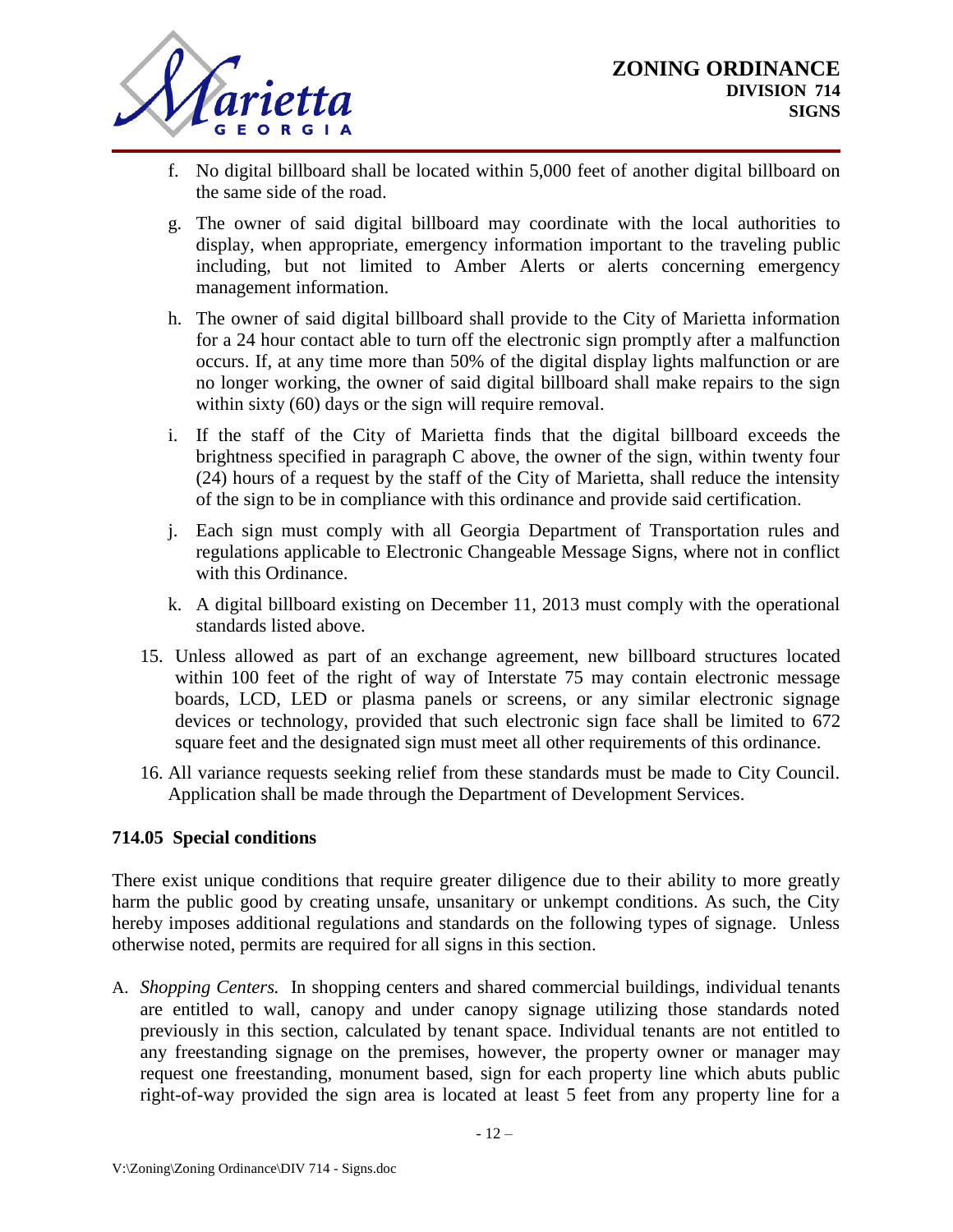f. No digital billboard shall be located within 5,000 feet of another digital billboard on the same side of the road.

g. The owner of said digital billboard may coordinate with the local authorities to display, when appropriate, emergency information important to the traveling public including, but not limited to Amber Alerts or alerts concerning emergency management information.

h. The owner of said digital billboard shall provide to the City of Marietta information for a 24 hour contact able to turn off the electronic sign promptly after a malfunction occurs. If, at any time more than 50% of the digital display lights malfunction or are no longer working, the owner of said digital billboard shall make repairs to the sign within sixty (60) days or the sign will require removal.

i. If the staff of the City of Marietta finds that the digital billboard exceeds the brightness specified in paragraph C above, the owner of the sign, within twenty four (24) hours of a request by the staff of the City of Marietta, shall reduce the intensity of the sign to be in compliance with this ordinance and provide said certification.

j. Each sign must comply with all Georgia Department of Transportation rules and regulations applicable to Electronic Changeable Message Signs, where not in conflict with this Ordinance.

k. A digital billboard existing on December 11, 2013 must comply with the operational standards listed above.

15. Unless allowed as part of an exchange agreement, new billboard structures located within 100 feet of the right of way of Interstate 75 may contain electronic message boards, LCD, LED or plasma panels or screens, or any similar electronic signage devices or technology, provided that such electronic sign face shall be limited to 672 square feet and the designated sign must meet all other requirements of this ordinance.

16. All variance requests seeking relief from these standards must be made to City Council. Application shall be made through the Department of Development Services.

### 714.05 Special conditions

There exist unique conditions that require greater diligence due to their ability to more greatly harm the public good by creating unsafe, unsanitary or unkempt conditions. As such, the City hereby imposes additional regulations and standards on the following types of signage. Unless otherwise noted, permits are required for all signs in this section.

A. *Shopping Centers.* In shopping centers and shared commercial buildings, individual tenants are entitled to wall, canopy and under canopy signage utilizing those standards noted previously in this section, calculated by tenant space. Individual tenants are not entitled to any freestanding signage on the premises, however, the property owner or manager may request one freestanding, monument based, sign for each property line which abuts public right-of-way provided the sign area is located at least 5 feet from any property line for a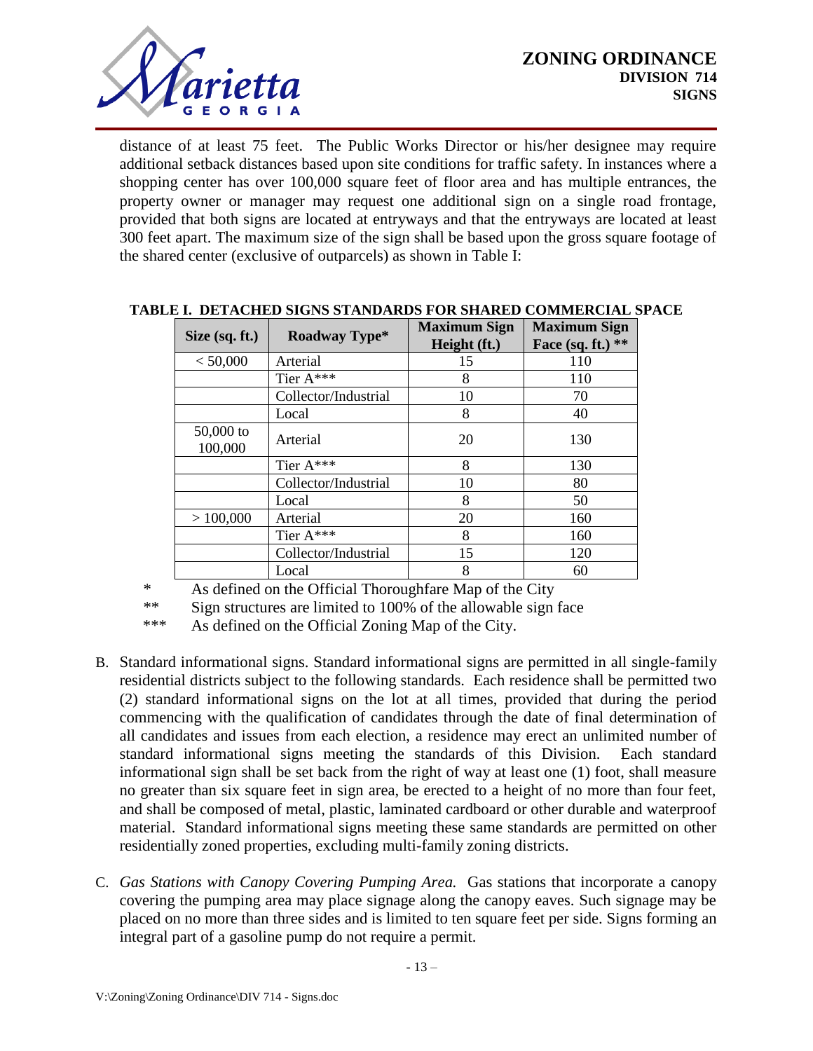distance of at least 75 feet. The Public Works Director or his/her designee may require additional setback distances based upon site conditions for traffic safety. In instances where a shopping center has over 100,000 square feet of floor area and has multiple entrances, the property owner or manager may request one additional sign on a single road frontage, provided that both signs are located at entryways and that the entryways are located at least 300 feet apart. The maximum size of the sign shall be based upon the gross square footage of the shared center (exclusive of outparcels) as shown in Table I:

**TABLE I. DETACHED SIGNS STANDARDS FOR SHARED COMMERCIAL SPACE**

| Size (sq. ft.) | Roadway Type* | Maximum Sign Height (ft.) | Maximum Sign Face (sq. ft.) ** |
|---|---|---|---|
| < 50,000 | Arterial | 15 | 110 |
| | Tier A*** | 8 | 110 |
| | Collector/Industrial | 10 | 70 |
| | Local | 8 | 40 |
| 50,000 to 100,000 | Arterial | 20 | 130 |
| | Tier A*** | 8 | 130 |
| | Collector/Industrial | 10 | 80 |
| | Local | 8 | 50 |
| > 100,000 | Arterial | 20 | 160 |
| | Tier A*** | 8 | 160 |
| | Collector/Industrial | 15 | 120 |
| | Local | 8 | 60 |

\* As defined on the Official Thoroughfare Map of the City

\** Sign structures are limited to 100% of the allowable sign face

\*** As defined on the Official Zoning Map of the City.

B. Standard informational signs. Standard informational signs are permitted in all single-family residential districts subject to the following standards. Each residence shall be permitted two (2) standard informational signs on the lot at all times, provided that during the period commencing with the qualification of candidates through the date of final determination of all candidates and issues from each election, a residence may erect an unlimited number of standard informational signs meeting the standards of this Division. Each standard informational sign shall be set back from the right of way at least one (1) foot, shall measure no greater than six square feet in sign area, be erected to a height of no more than four feet, and shall be composed of metal, plastic, laminated cardboard or other durable and waterproof material. Standard informational signs meeting these same standards are permitted on other residentially zoned properties, excluding multi-family zoning districts.

C. *Gas Stations with Canopy Covering Pumping Area.* Gas stations that incorporate a canopy covering the pumping area may place signage along the canopy eaves. Such signage may be placed on no more than three sides and is limited to ten square feet per side. Signs forming an integral part of a gasoline pump do not require a permit.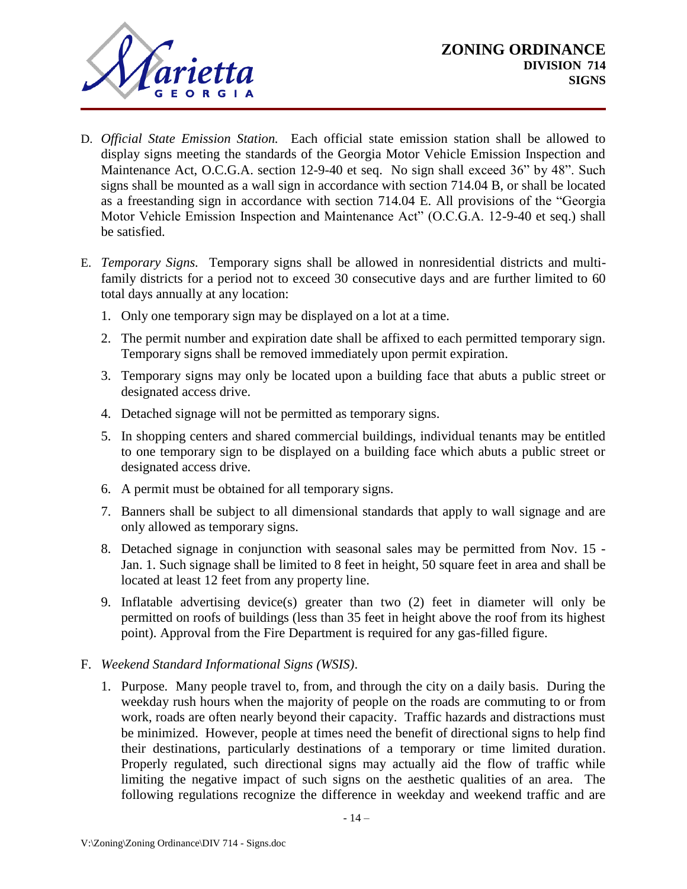D. *Official State Emission Station.* Each official state emission station shall be allowed to display signs meeting the standards of the Georgia Motor Vehicle Emission Inspection and Maintenance Act, O.C.G.A. section 12-9-40 et seq. No sign shall exceed 36" by 48". Such signs shall be mounted as a wall sign in accordance with section 714.04 B, or shall be located as a freestanding sign in accordance with section 714.04 E. All provisions of the "Georgia Motor Vehicle Emission Inspection and Maintenance Act" (O.C.G.A. 12-9-40 et seq.) shall be satisfied.

E. *Temporary Signs.* Temporary signs shall be allowed in nonresidential districts and multi-family districts for a period not to exceed 30 consecutive days and are further limited to 60 total days annually at any location:

   1. Only one temporary sign may be displayed on a lot at a time.
   2. The permit number and expiration date shall be affixed to each permitted temporary sign. Temporary signs shall be removed immediately upon permit expiration.
   3. Temporary signs may only be located upon a building face that abuts a public street or designated access drive.
   4. Detached signage will not be permitted as temporary signs.
   5. In shopping centers and shared commercial buildings, individual tenants may be entitled to one temporary sign to be displayed on a building face which abuts a public street or designated access drive.
   6. A permit must be obtained for all temporary signs.
   7. Banners shall be subject to all dimensional standards that apply to wall signage and are only allowed as temporary signs.
   8. Detached signage in conjunction with seasonal sales may be permitted from Nov. 15 - Jan. 1. Such signage shall be limited to 8 feet in height, 50 square feet in area and shall be located at least 12 feet from any property line.
   9. Inflatable advertising device(s) greater than two (2) feet in diameter will only be permitted on roofs of buildings (less than 35 feet in height above the roof from its highest point). Approval from the Fire Department is required for any gas-filled figure.

F. *Weekend Standard Informational Signs (WSIS).*

   1. Purpose. Many people travel to, from, and through the city on a daily basis. During the weekday rush hours when the majority of people on the roads are commuting to or from work, roads are often nearly beyond their capacity. Traffic hazards and distractions must be minimized. However, people at times need the benefit of directional signs to help find their destinations, particularly destinations of a temporary or time limited duration. Properly regulated, such directional signs may actually aid the flow of traffic while limiting the negative impact of such signs on the aesthetic qualities of an area. The following regulations recognize the difference in weekday and weekend traffic and are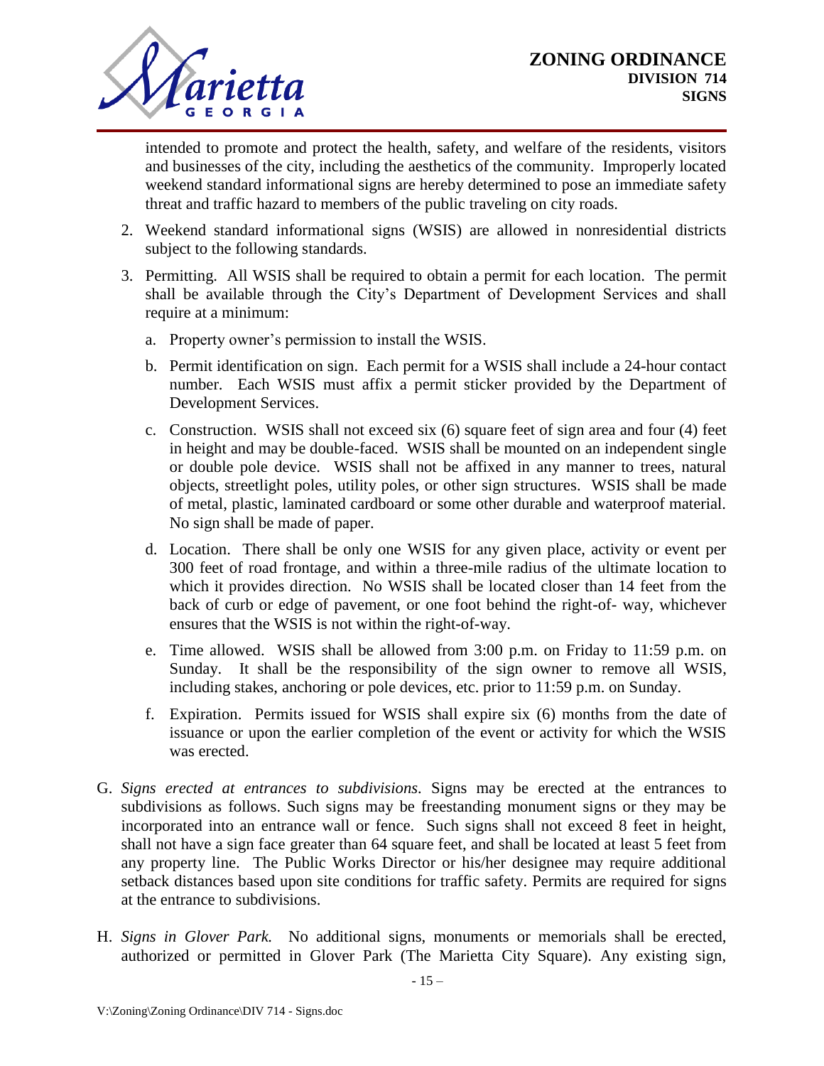intended to promote and protect the health, safety, and welfare of the residents, visitors and businesses of the city, including the aesthetics of the community. Improperly located weekend standard informational signs are hereby determined to pose an immediate safety threat and traffic hazard to members of the public traveling on city roads.

2. Weekend standard informational signs (WSIS) are allowed in nonresidential districts subject to the following standards.

3. Permitting. All WSIS shall be required to obtain a permit for each location. The permit shall be available through the City's Department of Development Services and shall require at a minimum:

   a. Property owner's permission to install the WSIS.

   b. Permit identification on sign. Each permit for a WSIS shall include a 24-hour contact number. Each WSIS must affix a permit sticker provided by the Department of Development Services.

   c. Construction. WSIS shall not exceed six (6) square feet of sign area and four (4) feet in height and may be double-faced. WSIS shall be mounted on an independent single or double pole device. WSIS shall not be affixed in any manner to trees, natural objects, streetlight poles, utility poles, or other sign structures. WSIS shall be made of metal, plastic, laminated cardboard or some other durable and waterproof material. No sign shall be made of paper.

   d. Location. There shall be only one WSIS for any given place, activity or event per 300 feet of road frontage, and within a three-mile radius of the ultimate location to which it provides direction. No WSIS shall be located closer than 14 feet from the back of curb or edge of pavement, or one foot behind the right-of- way, whichever ensures that the WSIS is not within the right-of-way.

   e. Time allowed. WSIS shall be allowed from 3:00 p.m. on Friday to 11:59 p.m. on Sunday. It shall be the responsibility of the sign owner to remove all WSIS, including stakes, anchoring or pole devices, etc. prior to 11:59 p.m. on Sunday.

   f. Expiration. Permits issued for WSIS shall expire six (6) months from the date of issuance or upon the earlier completion of the event or activity for which the WSIS was erected.

G. *Signs erected at entrances to subdivisions.* Signs may be erected at the entrances to subdivisions as follows. Such signs may be freestanding monument signs or they may be incorporated into an entrance wall or fence. Such signs shall not exceed 8 feet in height, shall not have a sign face greater than 64 square feet, and shall be located at least 5 feet from any property line. The Public Works Director or his/her designee may require additional setback distances based upon site conditions for traffic safety. Permits are required for signs at the entrance to subdivisions.

H. *Signs in Glover Park.* No additional signs, monuments or memorials shall be erected, authorized or permitted in Glover Park (The Marietta City Square). Any existing sign,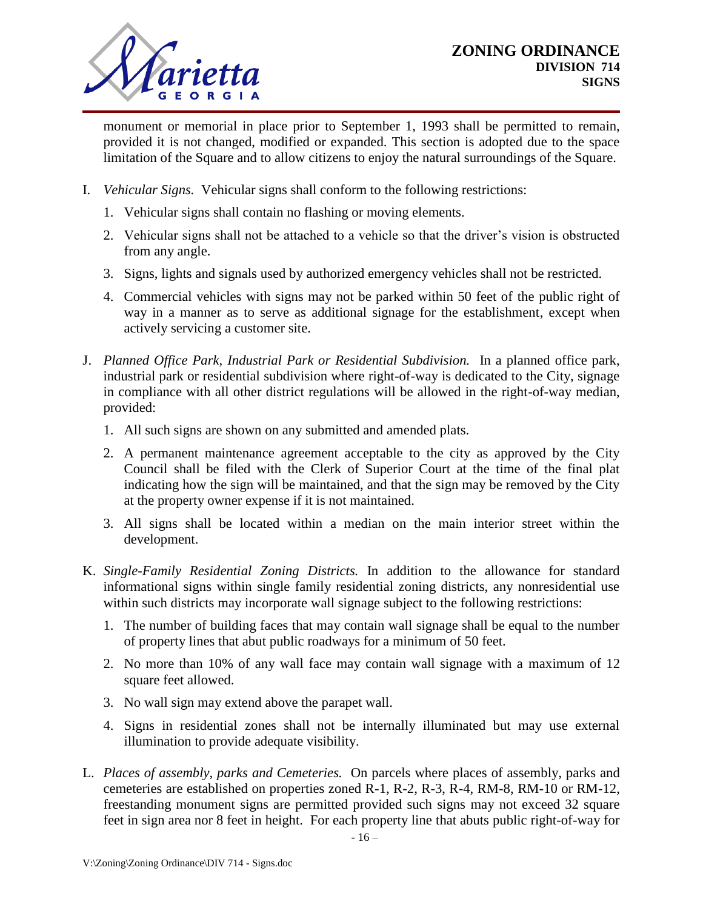monument or memorial in place prior to September 1, 1993 shall be permitted to remain, provided it is not changed, modified or expanded. This section is adopted due to the space limitation of the Square and to allow citizens to enjoy the natural surroundings of the Square.

I. *Vehicular Signs.* Vehicular signs shall conform to the following restrictions:

   1. Vehicular signs shall contain no flashing or moving elements.

   2. Vehicular signs shall not be attached to a vehicle so that the driver's vision is obstructed from any angle.

   3. Signs, lights and signals used by authorized emergency vehicles shall not be restricted.

   4. Commercial vehicles with signs may not be parked within 50 feet of the public right of way in a manner as to serve as additional signage for the establishment, except when actively servicing a customer site.

J. *Planned Office Park, Industrial Park or Residential Subdivision.* In a planned office park, industrial park or residential subdivision where right-of-way is dedicated to the City, signage in compliance with all other district regulations will be allowed in the right-of-way median, provided:

   1. All such signs are shown on any submitted and amended plats.

   2. A permanent maintenance agreement acceptable to the city as approved by the City Council shall be filed with the Clerk of Superior Court at the time of the final plat indicating how the sign will be maintained, and that the sign may be removed by the City at the property owner expense if it is not maintained.

   3. All signs shall be located within a median on the main interior street within the development.

K. *Single-Family Residential Zoning Districts.* In addition to the allowance for standard informational signs within single family residential zoning districts, any nonresidential use within such districts may incorporate wall signage subject to the following restrictions:

   1. The number of building faces that may contain wall signage shall be equal to the number of property lines that abut public roadways for a minimum of 50 feet.

   2. No more than 10% of any wall face may contain wall signage with a maximum of 12 square feet allowed.

   3. No wall sign may extend above the parapet wall.

   4. Signs in residential zones shall not be internally illuminated but may use external illumination to provide adequate visibility.

L. *Places of assembly, parks and Cemeteries.* On parcels where places of assembly, parks and cemeteries are established on properties zoned R-1, R-2, R-3, R-4, RM-8, RM-10 or RM-12, freestanding monument signs are permitted provided such signs may not exceed 32 square feet in sign area nor 8 feet in height. For each property line that abuts public right-of-way for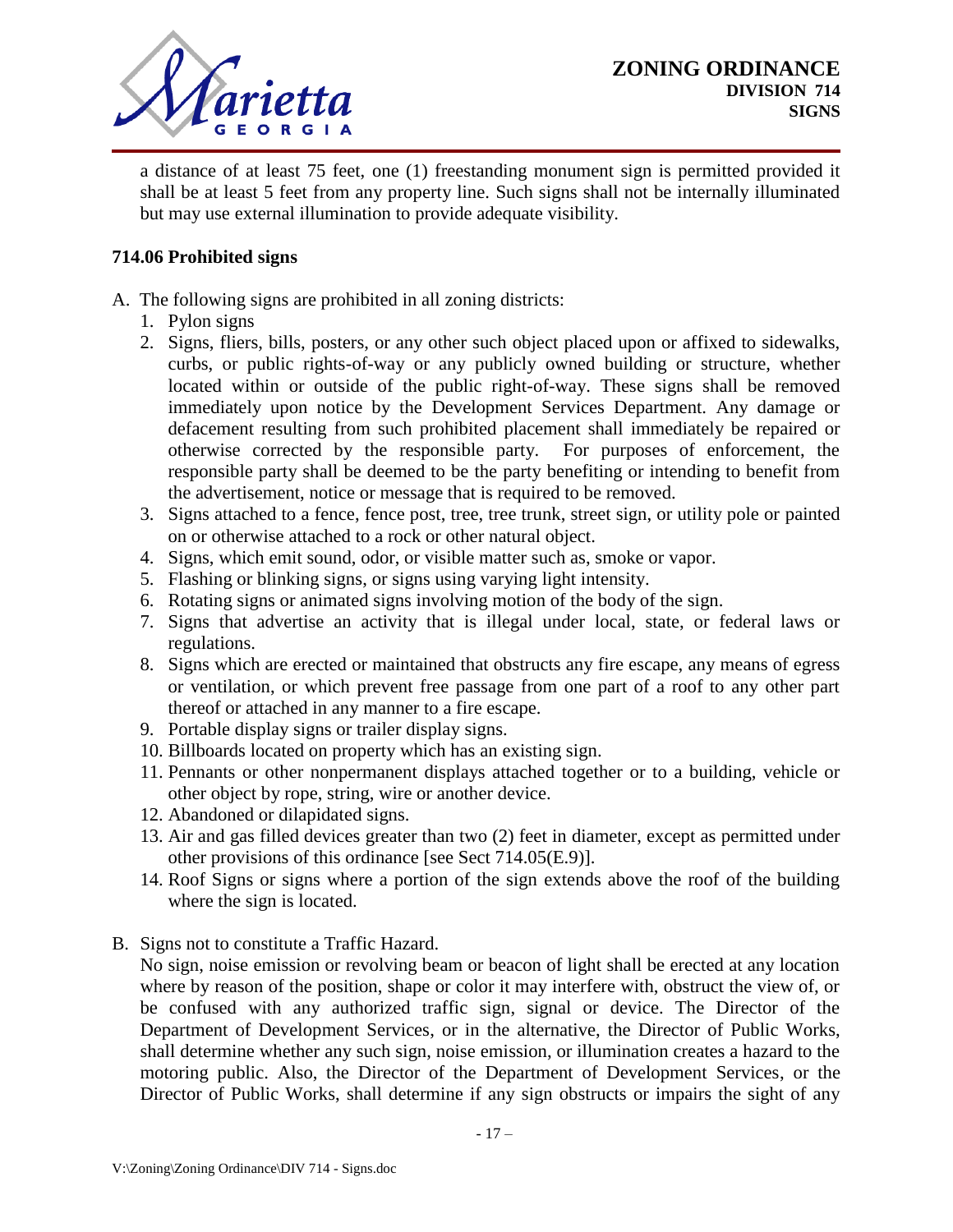a distance of at least 75 feet, one (1) freestanding monument sign is permitted provided it shall be at least 5 feet from any property line. Such signs shall not be internally illuminated but may use external illumination to provide adequate visibility.

### 714.06 Prohibited signs

A. The following signs are prohibited in all zoning districts:
   1. Pylon signs
   2. Signs, fliers, bills, posters, or any other such object placed upon or affixed to sidewalks, curbs, or public rights-of-way or any publicly owned building or structure, whether located within or outside of the public right-of-way. These signs shall be removed immediately upon notice by the Development Services Department. Any damage or defacement resulting from such prohibited placement shall immediately be repaired or otherwise corrected by the responsible party. For purposes of enforcement, the responsible party shall be deemed to be the party benefiting or intending to benefit from the advertisement, notice or message that is required to be removed.
   3. Signs attached to a fence, fence post, tree, tree trunk, street sign, or utility pole or painted on or otherwise attached to a rock or other natural object.
   4. Signs, which emit sound, odor, or visible matter such as, smoke or vapor.
   5. Flashing or blinking signs, or signs using varying light intensity.
   6. Rotating signs or animated signs involving motion of the body of the sign.
   7. Signs that advertise an activity that is illegal under local, state, or federal laws or regulations.
   8. Signs which are erected or maintained that obstructs any fire escape, any means of egress or ventilation, or which prevent free passage from one part of a roof to any other part thereof or attached in any manner to a fire escape.
   9. Portable display signs or trailer display signs.
   10. Billboards located on property which has an existing sign.
   11. Pennants or other nonpermanent displays attached together or to a building, vehicle or other object by rope, string, wire or another device.
   12. Abandoned or dilapidated signs.
   13. Air and gas filled devices greater than two (2) feet in diameter, except as permitted under other provisions of this ordinance [see Sect 714.05(E.9)].
   14. Roof Signs or signs where a portion of the sign extends above the roof of the building where the sign is located.

B. Signs not to constitute a Traffic Hazard.

   No sign, noise emission or revolving beam or beacon of light shall be erected at any location where by reason of the position, shape or color it may interfere with, obstruct the view of, or be confused with any authorized traffic sign, signal or device. The Director of the Department of Development Services, or in the alternative, the Director of Public Works, shall determine whether any such sign, noise emission, or illumination creates a hazard to the motoring public. Also, the Director of the Department of Development Services, or the Director of Public Works, shall determine if any sign obstructs or impairs the sight of any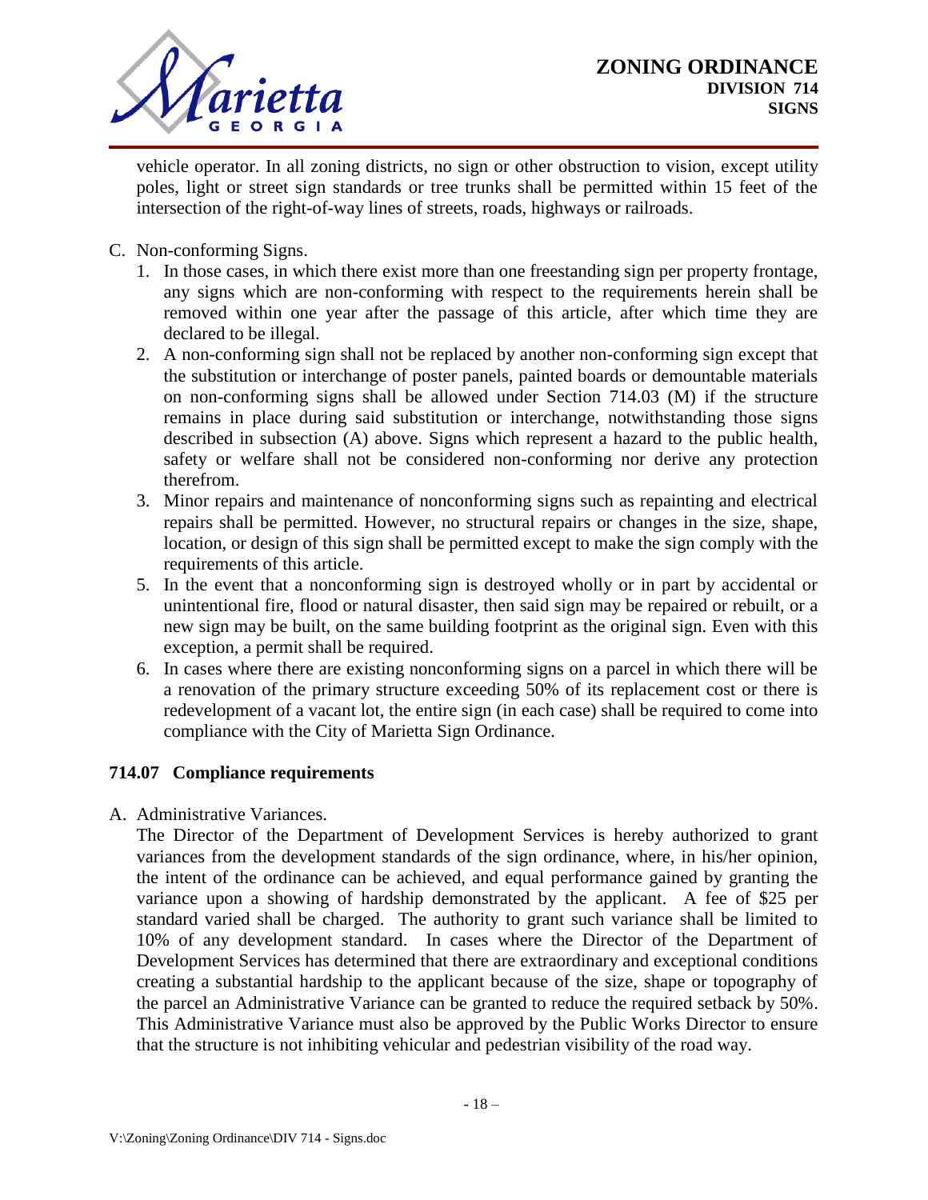vehicle operator. In all zoning districts, no sign or other obstruction to vision, except utility poles, light or street sign standards or tree trunks shall be permitted within 15 feet of the intersection of the right-of-way lines of streets, roads, highways or railroads.

C. Non-conforming Signs.
   1. In those cases, in which there exist more than one freestanding sign per property frontage, any signs which are non-conforming with respect to the requirements herein shall be removed within one year after the passage of this article, after which time they are declared to be illegal.
   2. A non-conforming sign shall not be replaced by another non-conforming sign except that the substitution or interchange of poster panels, painted boards or demountable materials on non-conforming signs shall be allowed under Section 714.03 (M) if the structure remains in place during said substitution or interchange, notwithstanding those signs described in subsection (A) above. Signs which represent a hazard to the public health, safety or welfare shall not be considered non-conforming nor derive any protection therefrom.
   3. Minor repairs and maintenance of nonconforming signs such as repainting and electrical repairs shall be permitted. However, no structural repairs or changes in the size, shape, location, or design of this sign shall be permitted except to make the sign comply with the requirements of this article.
   5. In the event that a nonconforming sign is destroyed wholly or in part by accidental or unintentional fire, flood or natural disaster, then said sign may be repaired or rebuilt, or a new sign may be built, on the same building footprint as the original sign. Even with this exception, a permit shall be required.
   6. In cases where there are existing nonconforming signs on a parcel in which there will be a renovation of the primary structure exceeding 50% of its replacement cost or there is redevelopment of a vacant lot, the entire sign (in each case) shall be required to come into compliance with the City of Marietta Sign Ordinance.

### 714.07 Compliance requirements

A. Administrative Variances.

The Director of the Department of Development Services is hereby authorized to grant variances from the development standards of the sign ordinance, where, in his/her opinion, the intent of the ordinance can be achieved, and equal performance gained by granting the variance upon a showing of hardship demonstrated by the applicant. A fee of $25 per standard varied shall be charged. The authority to grant such variance shall be limited to 10% of any development standard. In cases where the Director of the Department of Development Services has determined that there are extraordinary and exceptional conditions creating a substantial hardship to the applicant because of the size, shape or topography of the parcel an Administrative Variance can be granted to reduce the required setback by 50%. This Administrative Variance must also be approved by the Public Works Director to ensure that the structure is not inhibiting vehicular and pedestrian visibility of the road way.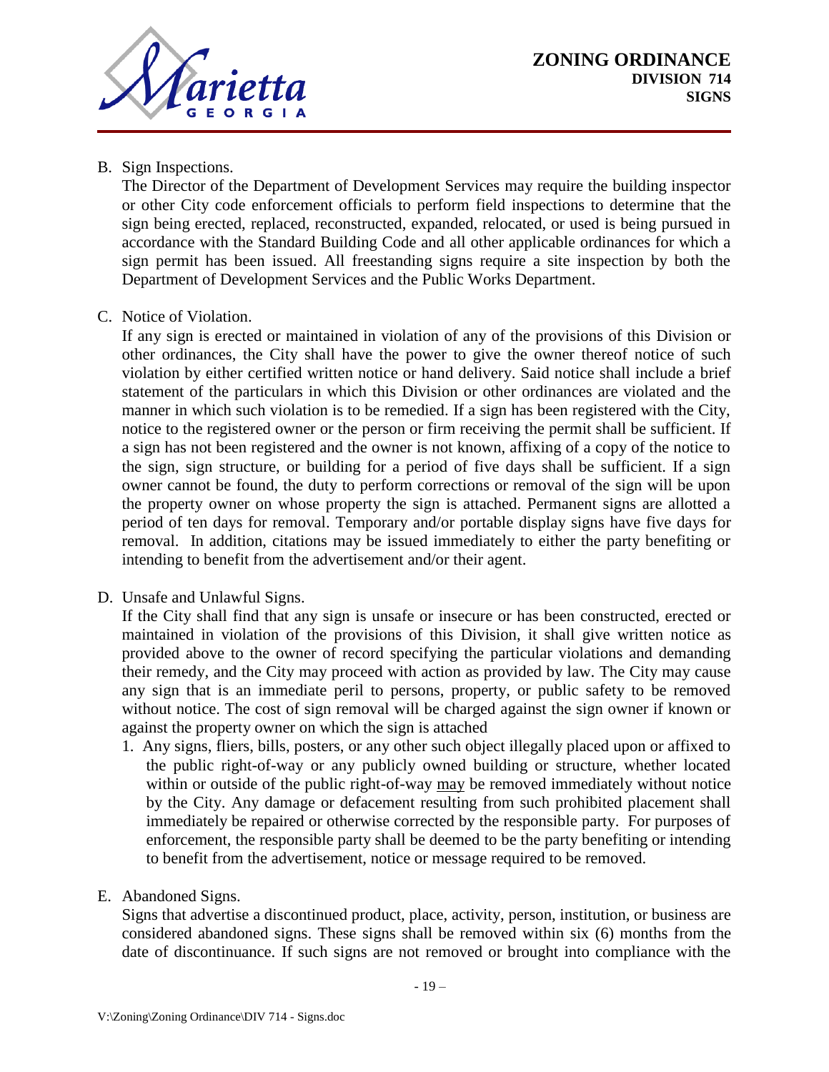B. Sign Inspections.

The Director of the Department of Development Services may require the building inspector or other City code enforcement officials to perform field inspections to determine that the sign being erected, replaced, reconstructed, expanded, relocated, or used is being pursued in accordance with the Standard Building Code and all other applicable ordinances for which a sign permit has been issued. All freestanding signs require a site inspection by both the Department of Development Services and the Public Works Department.

C. Notice of Violation.

If any sign is erected or maintained in violation of any of the provisions of this Division or other ordinances, the City shall have the power to give the owner thereof notice of such violation by either certified written notice or hand delivery. Said notice shall include a brief statement of the particulars in which this Division or other ordinances are violated and the manner in which such violation is to be remedied. If a sign has been registered with the City, notice to the registered owner or the person or firm receiving the permit shall be sufficient. If a sign has not been registered and the owner is not known, affixing of a copy of the notice to the sign, sign structure, or building for a period of five days shall be sufficient. If a sign owner cannot be found, the duty to perform corrections or removal of the sign will be upon the property owner on whose property the sign is attached. Permanent signs are allotted a period of ten days for removal. Temporary and/or portable display signs have five days for removal. In addition, citations may be issued immediately to either the party benefiting or intending to benefit from the advertisement and/or their agent.

D. Unsafe and Unlawful Signs.

If the City shall find that any sign is unsafe or insecure or has been constructed, erected or maintained in violation of the provisions of this Division, it shall give written notice as provided above to the owner of record specifying the particular violations and demanding their remedy, and the City may proceed with action as provided by law. The City may cause any sign that is an immediate peril to persons, property, or public safety to be removed without notice. The cost of sign removal will be charged against the sign owner if known or against the property owner on which the sign is attached

1. Any signs, fliers, bills, posters, or any other such object illegally placed upon or affixed to the public right-of-way or any publicly owned building or structure, whether located within or outside of the public right-of-way <u>may</u> be removed immediately without notice by the City. Any damage or defacement resulting from such prohibited placement shall immediately be repaired or otherwise corrected by the responsible party. For purposes of enforcement, the responsible party shall be deemed to be the party benefiting or intending to benefit from the advertisement, notice or message required to be removed.

E. Abandoned Signs.

Signs that advertise a discontinued product, place, activity, person, institution, or business are considered abandoned signs. These signs shall be removed within six (6) months from the date of discontinuance. If such signs are not removed or brought into compliance with the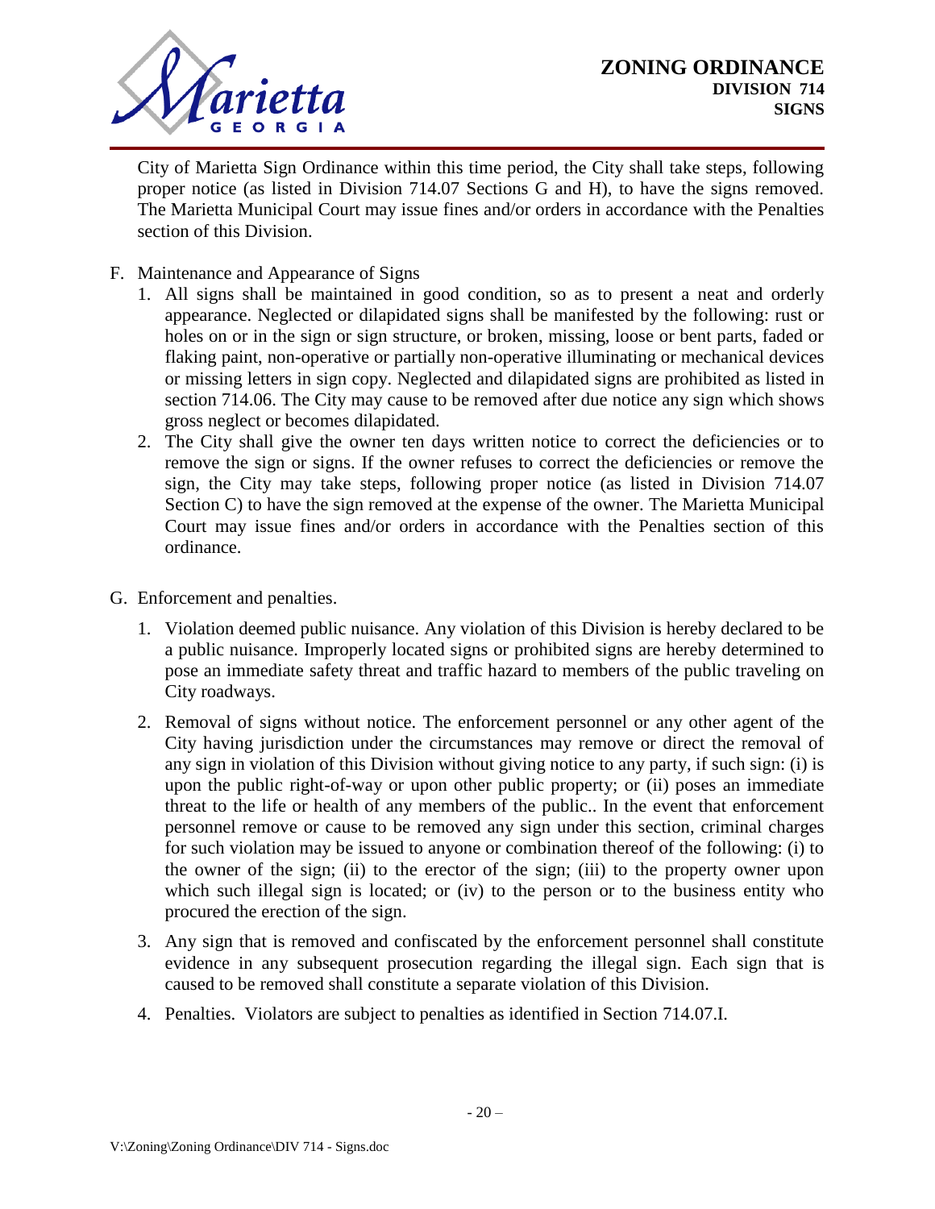City of Marietta Sign Ordinance within this time period, the City shall take steps, following proper notice (as listed in Division 714.07 Sections G and H), to have the signs removed. The Marietta Municipal Court may issue fines and/or orders in accordance with the Penalties section of this Division.

F. Maintenance and Appearance of Signs
   1. All signs shall be maintained in good condition, so as to present a neat and orderly appearance. Neglected or dilapidated signs shall be manifested by the following: rust or holes on or in the sign or sign structure, or broken, missing, loose or bent parts, faded or flaking paint, non-operative or partially non-operative illuminating or mechanical devices or missing letters in sign copy. Neglected and dilapidated signs are prohibited as listed in section 714.06. The City may cause to be removed after due notice any sign which shows gross neglect or becomes dilapidated.
   2. The City shall give the owner ten days written notice to correct the deficiencies or to remove the sign or signs. If the owner refuses to correct the deficiencies or remove the sign, the City may take steps, following proper notice (as listed in Division 714.07 Section C) to have the sign removed at the expense of the owner. The Marietta Municipal Court may issue fines and/or orders in accordance with the Penalties section of this ordinance.

G. Enforcement and penalties.
   1. Violation deemed public nuisance. Any violation of this Division is hereby declared to be a public nuisance. Improperly located signs or prohibited signs are hereby determined to pose an immediate safety threat and traffic hazard to members of the public traveling on City roadways.
   2. Removal of signs without notice. The enforcement personnel or any other agent of the City having jurisdiction under the circumstances may remove or direct the removal of any sign in violation of this Division without giving notice to any party, if such sign: (i) is upon the public right-of-way or upon other public property; or (ii) poses an immediate threat to the life or health of any members of the public.. In the event that enforcement personnel remove or cause to be removed any sign under this section, criminal charges for such violation may be issued to anyone or combination thereof of the following: (i) to the owner of the sign; (ii) to the erector of the sign; (iii) to the property owner upon which such illegal sign is located; or (iv) to the person or to the business entity who procured the erection of the sign.
   3. Any sign that is removed and confiscated by the enforcement personnel shall constitute evidence in any subsequent prosecution regarding the illegal sign. Each sign that is caused to be removed shall constitute a separate violation of this Division.
   4. Penalties. Violators are subject to penalties as identified in Section 714.07.I.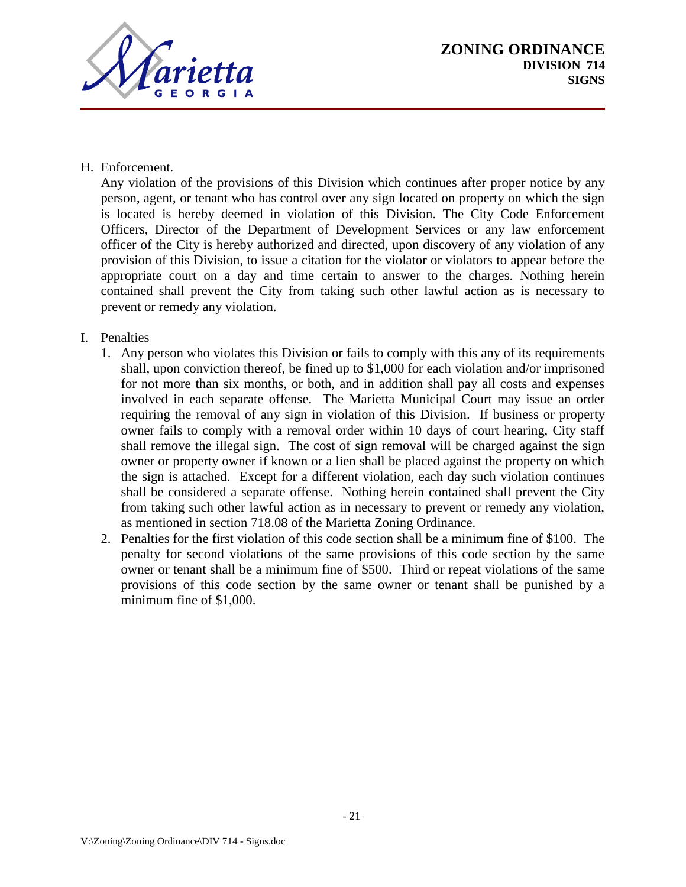H. Enforcement.

Any violation of the provisions of this Division which continues after proper notice by any person, agent, or tenant who has control over any sign located on property on which the sign is located is hereby deemed in violation of this Division. The City Code Enforcement Officers, Director of the Department of Development Services or any law enforcement officer of the City is hereby authorized and directed, upon discovery of any violation of any provision of this Division, to issue a citation for the violator or violators to appear before the appropriate court on a day and time certain to answer to the charges. Nothing herein contained shall prevent the City from taking such other lawful action as is necessary to prevent or remedy any violation.

I. Penalties

1. Any person who violates this Division or fails to comply with this any of its requirements shall, upon conviction thereof, be fined up to $1,000 for each violation and/or imprisoned for not more than six months, or both, and in addition shall pay all costs and expenses involved in each separate offense. The Marietta Municipal Court may issue an order requiring the removal of any sign in violation of this Division. If business or property owner fails to comply with a removal order within 10 days of court hearing, City staff shall remove the illegal sign. The cost of sign removal will be charged against the sign owner or property owner if known or a lien shall be placed against the property on which the sign is attached. Except for a different violation, each day such violation continues shall be considered a separate offense. Nothing herein contained shall prevent the City from taking such other lawful action as in necessary to prevent or remedy any violation, as mentioned in section 718.08 of the Marietta Zoning Ordinance.
2. Penalties for the first violation of this code section shall be a minimum fine of $100. The penalty for second violations of the same provisions of this code section by the same owner or tenant shall be a minimum fine of $500. Third or repeat violations of the same provisions of this code section by the same owner or tenant shall be punished by a minimum fine of $1,000.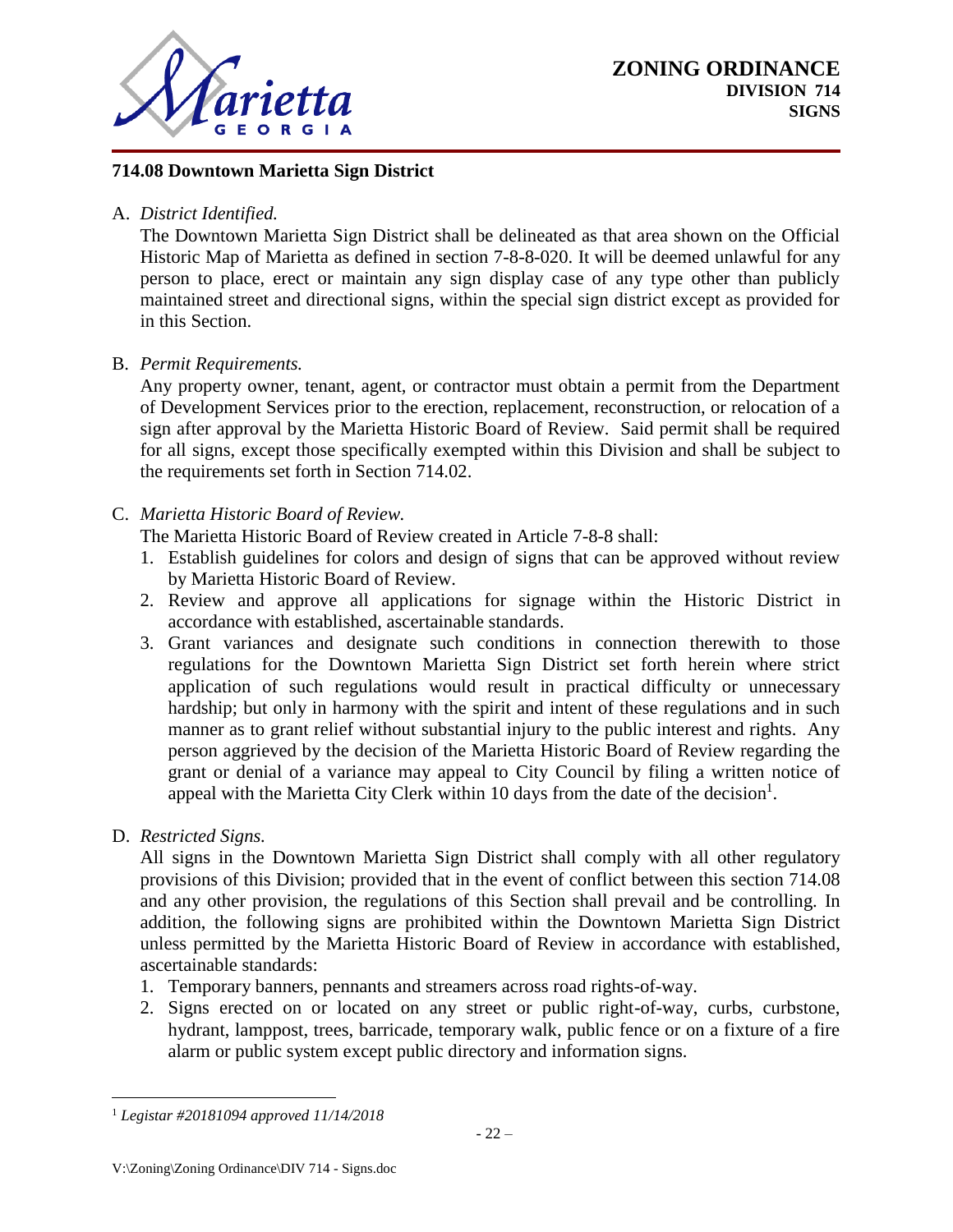## 714.08 Downtown Marietta Sign District

A. *District Identified.*

The Downtown Marietta Sign District shall be delineated as that area shown on the Official Historic Map of Marietta as defined in section 7-8-8-020. It will be deemed unlawful for any person to place, erect or maintain any sign display case of any type other than publicly maintained street and directional signs, within the special sign district except as provided for in this Section.

B. *Permit Requirements.*

Any property owner, tenant, agent, or contractor must obtain a permit from the Department of Development Services prior to the erection, replacement, reconstruction, or relocation of a sign after approval by the Marietta Historic Board of Review. Said permit shall be required for all signs, except those specifically exempted within this Division and shall be subject to the requirements set forth in Section 714.02.

C. *Marietta Historic Board of Review.*

The Marietta Historic Board of Review created in Article 7-8-8 shall:

1. Establish guidelines for colors and design of signs that can be approved without review by Marietta Historic Board of Review.
2. Review and approve all applications for signage within the Historic District in accordance with established, ascertainable standards.
3. Grant variances and designate such conditions in connection therewith to those regulations for the Downtown Marietta Sign District set forth herein where strict application of such regulations would result in practical difficulty or unnecessary hardship; but only in harmony with the spirit and intent of these regulations and in such manner as to grant relief without substantial injury to the public interest and rights. Any person aggrieved by the decision of the Marietta Historic Board of Review regarding the grant or denial of a variance may appeal to City Council by filing a written notice of appeal with the Marietta City Clerk within 10 days from the date of the decision[1].

D. *Restricted Signs.*

All signs in the Downtown Marietta Sign District shall comply with all other regulatory provisions of this Division; provided that in the event of conflict between this section 714.08 and any other provision, the regulations of this Section shall prevail and be controlling. In addition, the following signs are prohibited within the Downtown Marietta Sign District unless permitted by the Marietta Historic Board of Review in accordance with established, ascertainable standards:

1. Temporary banners, pennants and streamers across road rights-of-way.
2. Signs erected on or located on any street or public right-of-way, curbs, curbstone, hydrant, lamppost, trees, barricade, temporary walk, public fence or on a fixture of a fire alarm or public system except public directory and information signs.

[1] *Legistar #20181094 approved 11/14/2018*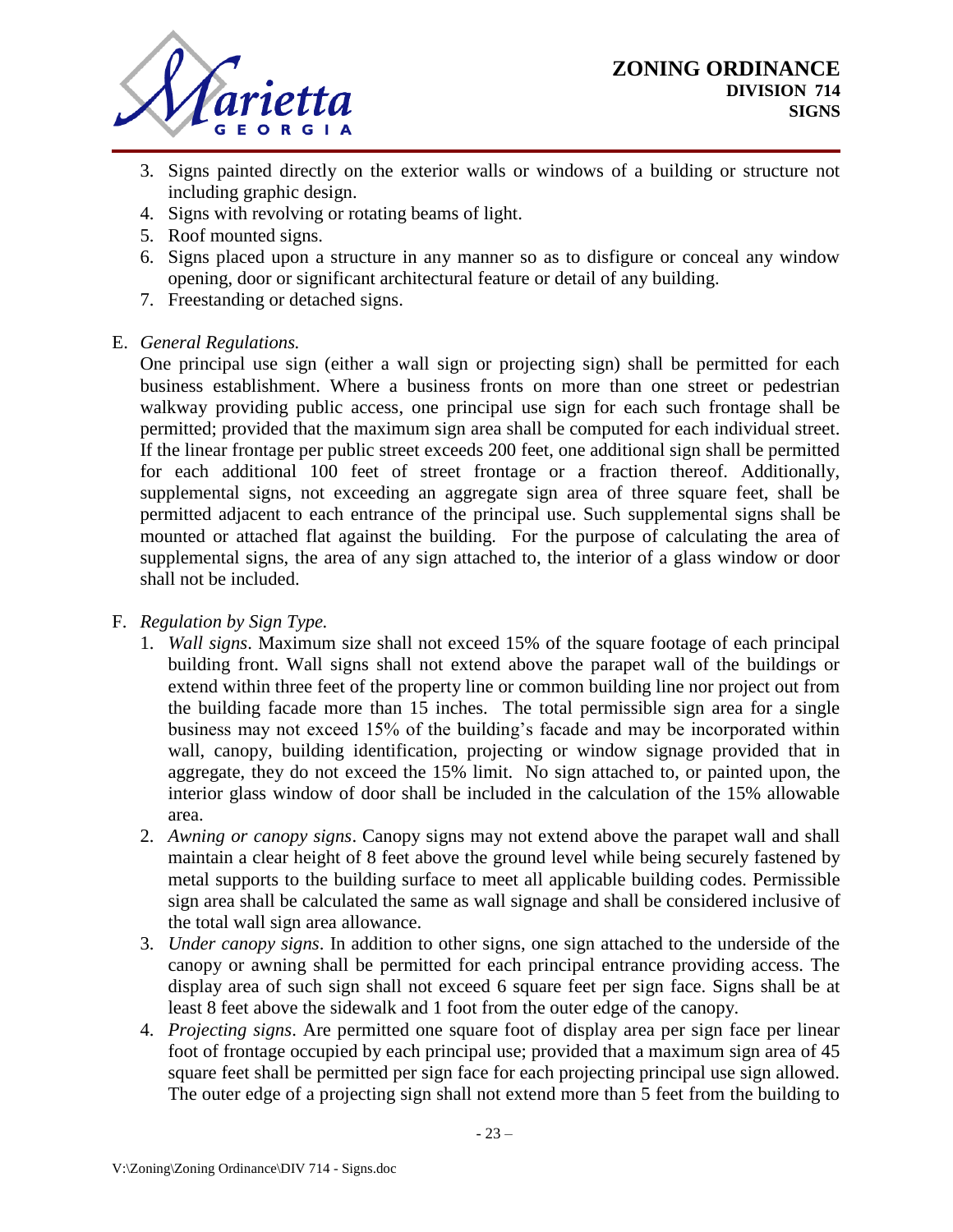3. Signs painted directly on the exterior walls or windows of a building or structure not including graphic design.
4. Signs with revolving or rotating beams of light.
5. Roof mounted signs.
6. Signs placed upon a structure in any manner so as to disfigure or conceal any window opening, door or significant architectural feature or detail of any building.
7. Freestanding or detached signs.

E. *General Regulations.*

One principal use sign (either a wall sign or projecting sign) shall be permitted for each business establishment. Where a business fronts on more than one street or pedestrian walkway providing public access, one principal use sign for each such frontage shall be permitted; provided that the maximum sign area shall be computed for each individual street. If the linear frontage per public street exceeds 200 feet, one additional sign shall be permitted for each additional 100 feet of street frontage or a fraction thereof. Additionally, supplemental signs, not exceeding an aggregate sign area of three square feet, shall be permitted adjacent to each entrance of the principal use. Such supplemental signs shall be mounted or attached flat against the building. For the purpose of calculating the area of supplemental signs, the area of any sign attached to, the interior of a glass window or door shall not be included.

F. *Regulation by Sign Type.*

1. *Wall signs*. Maximum size shall not exceed 15% of the square footage of each principal building front. Wall signs shall not extend above the parapet wall of the buildings or extend within three feet of the property line or common building line nor project out from the building facade more than 15 inches. The total permissible sign area for a single business may not exceed 15% of the building's facade and may be incorporated within wall, canopy, building identification, projecting or window signage provided that in aggregate, they do not exceed the 15% limit. No sign attached to, or painted upon, the interior glass window of door shall be included in the calculation of the 15% allowable area.
2. *Awning or canopy signs*. Canopy signs may not extend above the parapet wall and shall maintain a clear height of 8 feet above the ground level while being securely fastened by metal supports to the building surface to meet all applicable building codes. Permissible sign area shall be calculated the same as wall signage and shall be considered inclusive of the total wall sign area allowance.
3. *Under canopy signs*. In addition to other signs, one sign attached to the underside of the canopy or awning shall be permitted for each principal entrance providing access. The display area of such sign shall not exceed 6 square feet per sign face. Signs shall be at least 8 feet above the sidewalk and 1 foot from the outer edge of the canopy.
4. *Projecting signs*. Are permitted one square foot of display area per sign face per linear foot of frontage occupied by each principal use; provided that a maximum sign area of 45 square feet shall be permitted per sign face for each projecting principal use sign allowed. The outer edge of a projecting sign shall not extend more than 5 feet from the building to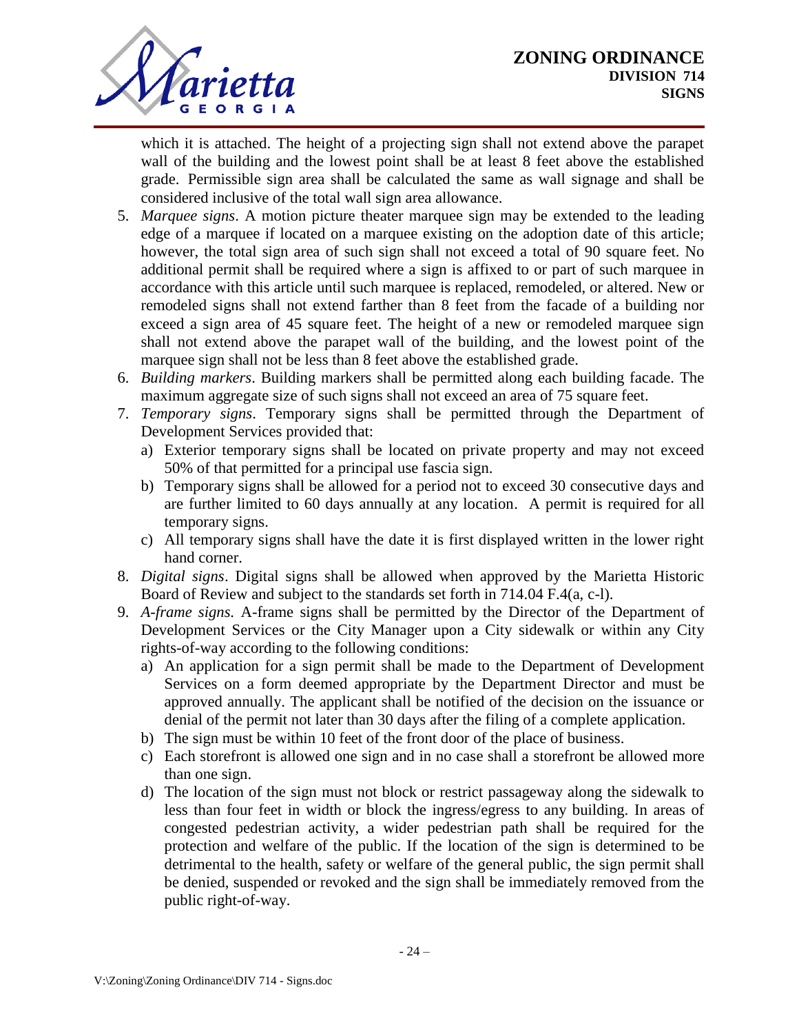which it is attached. The height of a projecting sign shall not extend above the parapet wall of the building and the lowest point shall be at least 8 feet above the established grade. Permissible sign area shall be calculated the same as wall signage and shall be considered inclusive of the total wall sign area allowance.

5. *Marquee signs*. A motion picture theater marquee sign may be extended to the leading edge of a marquee if located on a marquee existing on the adoption date of this article; however, the total sign area of such sign shall not exceed a total of 90 square feet. No additional permit shall be required where a sign is affixed to or part of such marquee in accordance with this article until such marquee is replaced, remodeled, or altered. New or remodeled signs shall not extend farther than 8 feet from the facade of a building nor exceed a sign area of 45 square feet. The height of a new or remodeled marquee sign shall not extend above the parapet wall of the building, and the lowest point of the marquee sign shall not be less than 8 feet above the established grade.
6. *Building markers*. Building markers shall be permitted along each building facade. The maximum aggregate size of such signs shall not exceed an area of 75 square feet.
7. *Temporary signs*. Temporary signs shall be permitted through the Department of Development Services provided that:
   a) Exterior temporary signs shall be located on private property and may not exceed 50% of that permitted for a principal use fascia sign.
   b) Temporary signs shall be allowed for a period not to exceed 30 consecutive days and are further limited to 60 days annually at any location. A permit is required for all temporary signs.
   c) All temporary signs shall have the date it is first displayed written in the lower right hand corner.
8. *Digital signs*. Digital signs shall be allowed when approved by the Marietta Historic Board of Review and subject to the standards set forth in 714.04 F.4(a, c-l).
9. *A-frame signs.* A-frame signs shall be permitted by the Director of the Department of Development Services or the City Manager upon a City sidewalk or within any City rights-of-way according to the following conditions:
   a) An application for a sign permit shall be made to the Department of Development Services on a form deemed appropriate by the Department Director and must be approved annually. The applicant shall be notified of the decision on the issuance or denial of the permit not later than 30 days after the filing of a complete application.
   b) The sign must be within 10 feet of the front door of the place of business.
   c) Each storefront is allowed one sign and in no case shall a storefront be allowed more than one sign.
   d) The location of the sign must not block or restrict passageway along the sidewalk to less than four feet in width or block the ingress/egress to any building. In areas of congested pedestrian activity, a wider pedestrian path shall be required for the protection and welfare of the public. If the location of the sign is determined to be detrimental to the health, safety or welfare of the general public, the sign permit shall be denied, suspended or revoked and the sign shall be immediately removed from the public right-of-way.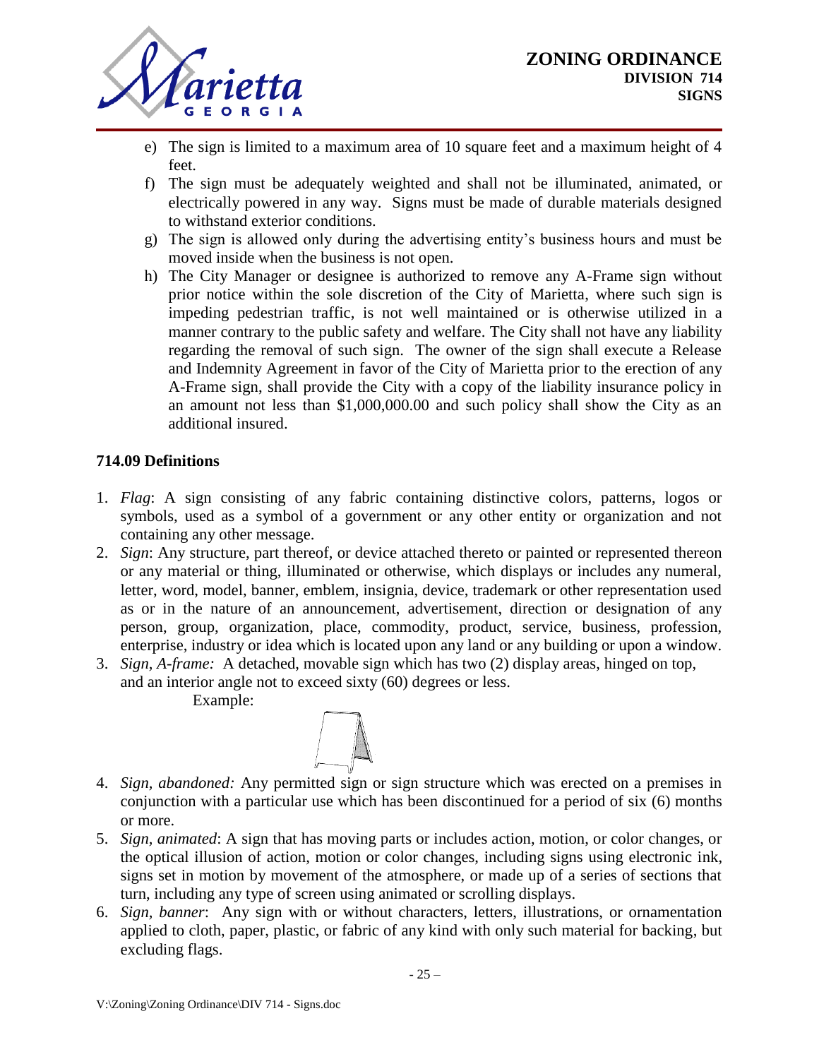e) The sign is limited to a maximum area of 10 square feet and a maximum height of 4 feet.

f) The sign must be adequately weighted and shall not be illuminated, animated, or electrically powered in any way. Signs must be made of durable materials designed to withstand exterior conditions.

g) The sign is allowed only during the advertising entity's business hours and must be moved inside when the business is not open.

h) The City Manager or designee is authorized to remove any A-Frame sign without prior notice within the sole discretion of the City of Marietta, where such sign is impeding pedestrian traffic, is not well maintained or is otherwise utilized in a manner contrary to the public safety and welfare. The City shall not have any liability regarding the removal of such sign. The owner of the sign shall execute a Release and Indemnity Agreement in favor of the City of Marietta prior to the erection of any A-Frame sign, shall provide the City with a copy of the liability insurance policy in an amount not less than $1,000,000.00 and such policy shall show the City as an additional insured.

### 714.09 Definitions

1. *Flag*: A sign consisting of any fabric containing distinctive colors, patterns, logos or symbols, used as a symbol of a government or any other entity or organization and not containing any other message.
2. *Sign*: Any structure, part thereof, or device attached thereto or painted or represented thereon or any material or thing, illuminated or otherwise, which displays or includes any numeral, letter, word, model, banner, emblem, insignia, device, trademark or other representation used as or in the nature of an announcement, advertisement, direction or designation of any person, group, organization, place, commodity, product, service, business, profession, enterprise, industry or idea which is located upon any land or any building or upon a window.
3. *Sign, A-frame:* A detached, movable sign which has two (2) display areas, hinged on top, and an interior angle not to exceed sixty (60) degrees or less.

   Example:

4. *Sign, abandoned:* Any permitted sign or sign structure which was erected on a premises in conjunction with a particular use which has been discontinued for a period of six (6) months or more.
5. *Sign, animated*: A sign that has moving parts or includes action, motion, or color changes, or the optical illusion of action, motion or color changes, including signs using electronic ink, signs set in motion by movement of the atmosphere, or made up of a series of sections that turn, including any type of screen using animated or scrolling displays.
6. *Sign, banner*: Any sign with or without characters, letters, illustrations, or ornamentation applied to cloth, paper, plastic, or fabric of any kind with only such material for backing, but excluding flags.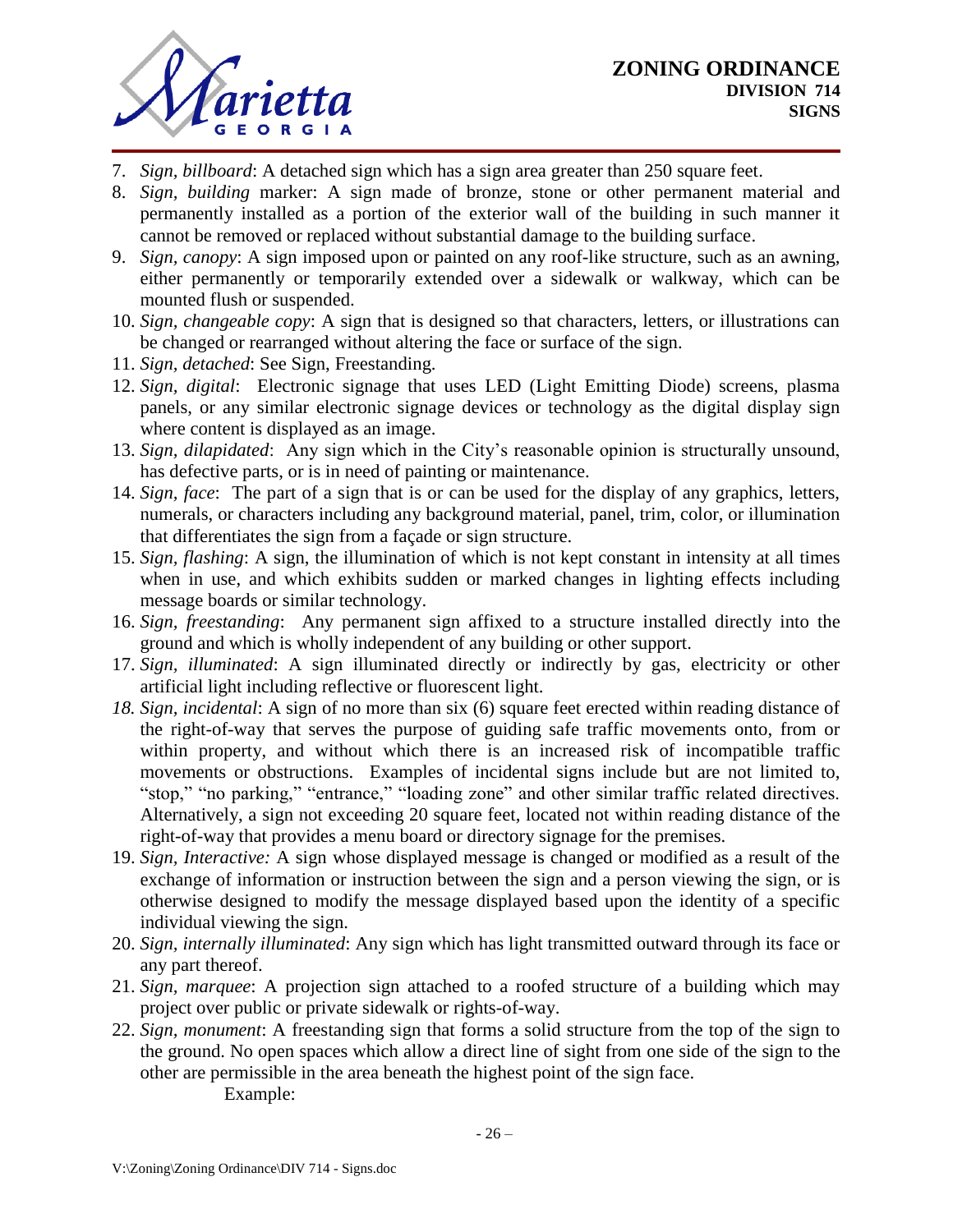7. *Sign, billboard*: A detached sign which has a sign area greater than 250 square feet.
8. *Sign, building* marker: A sign made of bronze, stone or other permanent material and permanently installed as a portion of the exterior wall of the building in such manner it cannot be removed or replaced without substantial damage to the building surface.
9. *Sign, canopy*: A sign imposed upon or painted on any roof-like structure, such as an awning, either permanently or temporarily extended over a sidewalk or walkway, which can be mounted flush or suspended.
10. *Sign, changeable copy*: A sign that is designed so that characters, letters, or illustrations can be changed or rearranged without altering the face or surface of the sign.
11. *Sign, detached*: See Sign, Freestanding.
12. *Sign, digital*: Electronic signage that uses LED (Light Emitting Diode) screens, plasma panels, or any similar electronic signage devices or technology as the digital display sign where content is displayed as an image.
13. *Sign, dilapidated*: Any sign which in the City's reasonable opinion is structurally unsound, has defective parts, or is in need of painting or maintenance.
14. *Sign, face*: The part of a sign that is or can be used for the display of any graphics, letters, numerals, or characters including any background material, panel, trim, color, or illumination that differentiates the sign from a façade or sign structure.
15. *Sign, flashing*: A sign, the illumination of which is not kept constant in intensity at all times when in use, and which exhibits sudden or marked changes in lighting effects including message boards or similar technology.
16. *Sign, freestanding*: Any permanent sign affixed to a structure installed directly into the ground and which is wholly independent of any building or other support.
17. *Sign, illuminated*: A sign illuminated directly or indirectly by gas, electricity or other artificial light including reflective or fluorescent light.
18. *Sign, incidental*: A sign of no more than six (6) square feet erected within reading distance of the right-of-way that serves the purpose of guiding safe traffic movements onto, from or within property, and without which there is an increased risk of incompatible traffic movements or obstructions. Examples of incidental signs include but are not limited to, "stop," "no parking," "entrance," "loading zone" and other similar traffic related directives. Alternatively, a sign not exceeding 20 square feet, located not within reading distance of the right-of-way that provides a menu board or directory signage for the premises.
19. *Sign, Interactive:* A sign whose displayed message is changed or modified as a result of the exchange of information or instruction between the sign and a person viewing the sign, or is otherwise designed to modify the message displayed based upon the identity of a specific individual viewing the sign.
20. *Sign, internally illuminated*: Any sign which has light transmitted outward through its face or any part thereof.
21. *Sign, marquee*: A projection sign attached to a roofed structure of a building which may project over public or private sidewalk or rights-of-way.
22. *Sign, monument*: A freestanding sign that forms a solid structure from the top of the sign to the ground. No open spaces which allow a direct line of sight from one side of the sign to the other are permissible in the area beneath the highest point of the sign face.

    Example: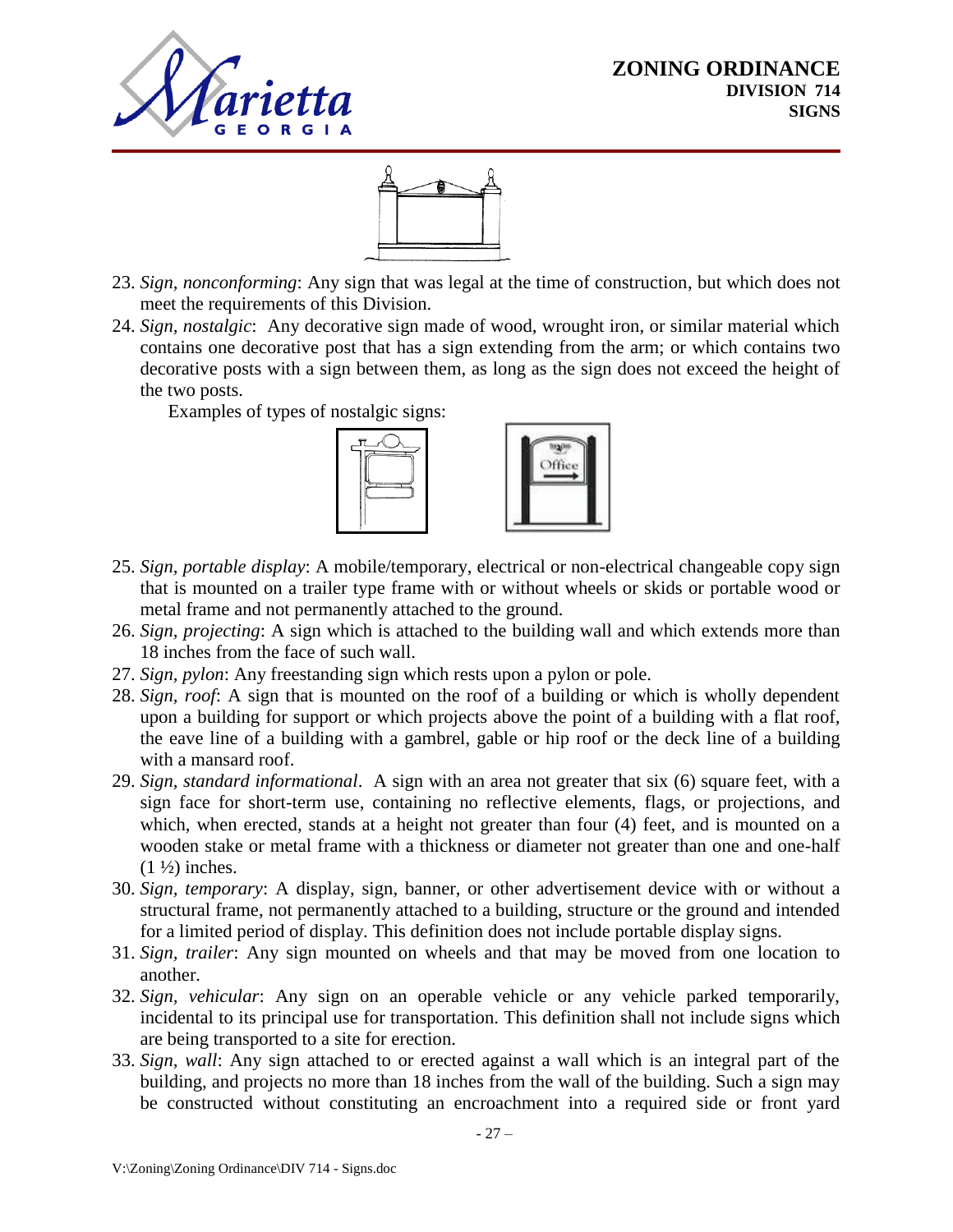23. *Sign, nonconforming*: Any sign that was legal at the time of construction, but which does not meet the requirements of this Division.
24. *Sign, nostalgic*: Any decorative sign made of wood, wrought iron, or similar material which contains one decorative post that has a sign extending from the arm; or which contains two decorative posts with a sign between them, as long as the sign does not exceed the height of the two posts.

    Examples of types of nostalgic signs:

25. *Sign, portable display*: A mobile/temporary, electrical or non-electrical changeable copy sign that is mounted on a trailer type frame with or without wheels or skids or portable wood or metal frame and not permanently attached to the ground.
26. *Sign, projecting*: A sign which is attached to the building wall and which extends more than 18 inches from the face of such wall.
27. *Sign, pylon*: Any freestanding sign which rests upon a pylon or pole.
28. *Sign, roof*: A sign that is mounted on the roof of a building or which is wholly dependent upon a building for support or which projects above the point of a building with a flat roof, the eave line of a building with a gambrel, gable or hip roof or the deck line of a building with a mansard roof.
29. *Sign, standard informational*. A sign with an area not greater that six (6) square feet, with a sign face for short-term use, containing no reflective elements, flags, or projections, and which, when erected, stands at a height not greater than four (4) feet, and is mounted on a wooden stake or metal frame with a thickness or diameter not greater than one and one-half (1 ½) inches.
30. *Sign, temporary*: A display, sign, banner, or other advertisement device with or without a structural frame, not permanently attached to a building, structure or the ground and intended for a limited period of display. This definition does not include portable display signs.
31. *Sign, trailer*: Any sign mounted on wheels and that may be moved from one location to another.
32. *Sign, vehicular*: Any sign on an operable vehicle or any vehicle parked temporarily, incidental to its principal use for transportation. This definition shall not include signs which are being transported to a site for erection.
33. *Sign, wall*: Any sign attached to or erected against a wall which is an integral part of the building, and projects no more than 18 inches from the wall of the building. Such a sign may be constructed without constituting an encroachment into a required side or front yard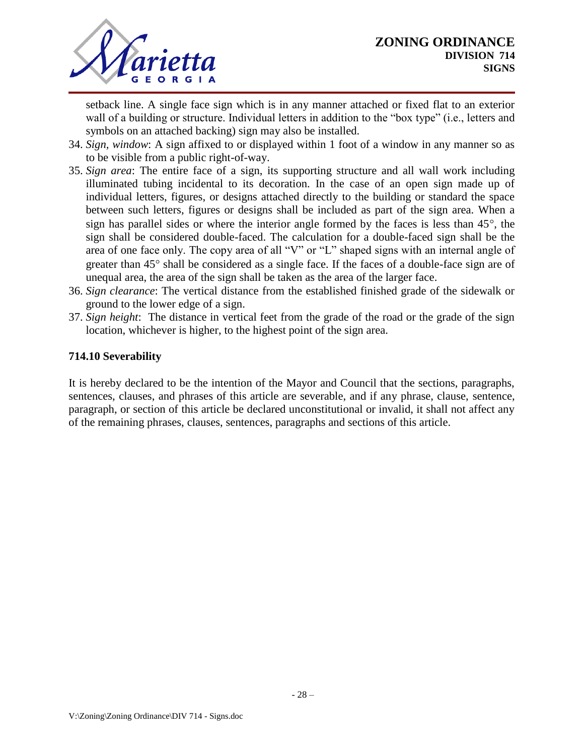setback line. A single face sign which is in any manner attached or fixed flat to an exterior wall of a building or structure. Individual letters in addition to the "box type" (i.e., letters and symbols on an attached backing) sign may also be installed.

34. *Sign, window*: A sign affixed to or displayed within 1 foot of a window in any manner so as to be visible from a public right-of-way.
35. *Sign area*: The entire face of a sign, its supporting structure and all wall work including illuminated tubing incidental to its decoration. In the case of an open sign made up of individual letters, figures, or designs attached directly to the building or standard the space between such letters, figures or designs shall be included as part of the sign area. When a sign has parallel sides or where the interior angle formed by the faces is less than 45°, the sign shall be considered double-faced. The calculation for a double-faced sign shall be the area of one face only. The copy area of all "V" or "L" shaped signs with an internal angle of greater than 45° shall be considered as a single face. If the faces of a double-face sign are of unequal area, the area of the sign shall be taken as the area of the larger face.
36. *Sign clearance*: The vertical distance from the established finished grade of the sidewalk or ground to the lower edge of a sign.
37. *Sign height*: The distance in vertical feet from the grade of the road or the grade of the sign location, whichever is higher, to the highest point of the sign area.

### 714.10 Severability

It is hereby declared to be the intention of the Mayor and Council that the sections, paragraphs, sentences, clauses, and phrases of this article are severable, and if any phrase, clause, sentence, paragraph, or section of this article be declared unconstitutional or invalid, it shall not affect any of the remaining phrases, clauses, sentences, paragraphs and sections of this article.